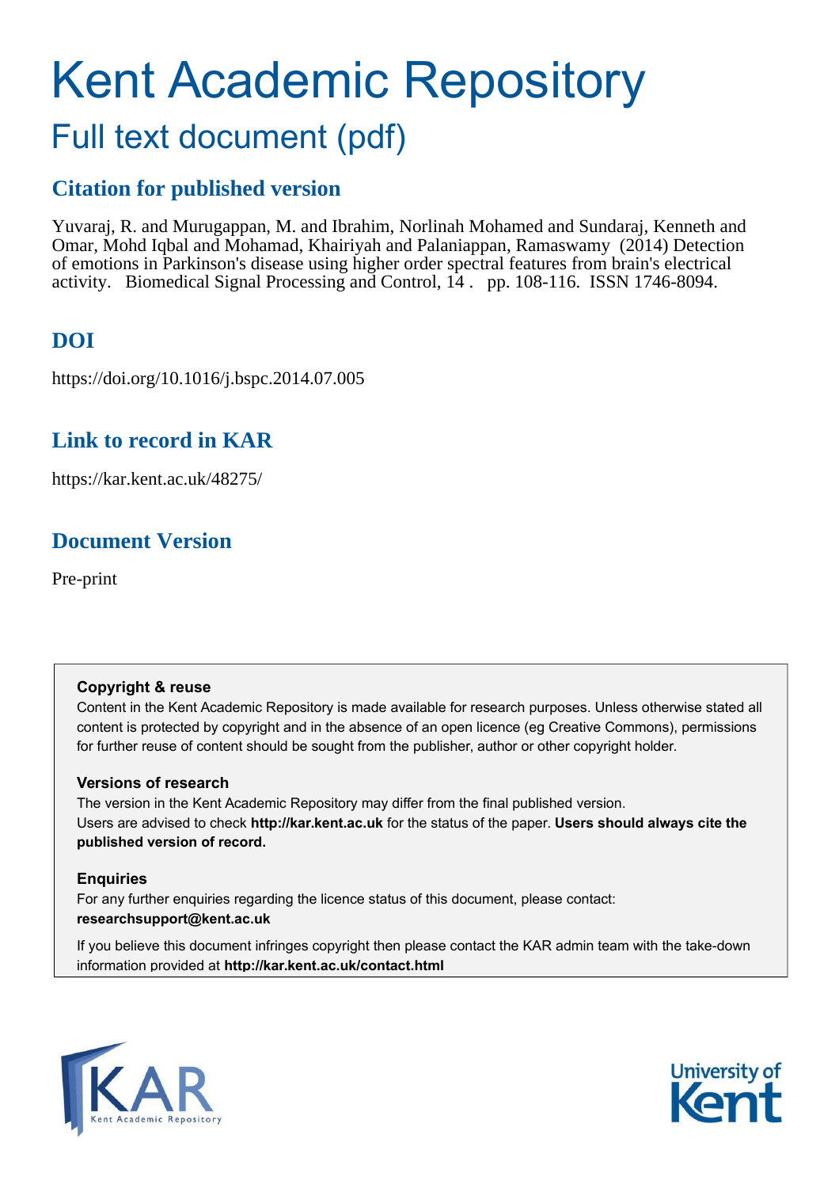# Kent Academic Repository

## Full text document (pdf)

## Citation for published version

Yuvaraj, R. and Murugappan, M. and Ibrahim, Norlinah Mohamed and Sundaraj, Kenneth and Omar, Mohd Iqbal and Mohamad, Khairiyah and Palaniappan, Ramaswamy (2014) Detection of emotions in Parkinson's disease using higher order spectral features from brain's electrical activity. Biomedical Signal Processing and Control, 14 . pp. 108-116. ISSN 1746-8094.

## DOI

https://doi.org/10.1016/j.bspc.2014.07.005

## Link to record in KAR

https://kar.kent.ac.uk/48275/

## Document Version

Pre-print

**Copyright & reuse**

Content in the Kent Academic Repository is made available for research purposes. Unless otherwise stated all content is protected by copyright and in the absence of an open licence (eg Creative Commons), permissions for further reuse of content should be sought from the publisher, author or other copyright holder.

**Versions of research**

The version in the Kent Academic Repository may differ from the final published version. Users are advised to check **http://kar.kent.ac.uk** for the status of the paper. **Users should always cite the published version of record.**

**Enquiries**

For any further enquiries regarding the licence status of this document, please contact: **researchsupport@kent.ac.uk**

If you believe this document infringes copyright then please contact the KAR admin team with the take-down information provided at **http://kar.kent.ac.uk/contact.html**

KAR Kent Academic Repository

University of Kent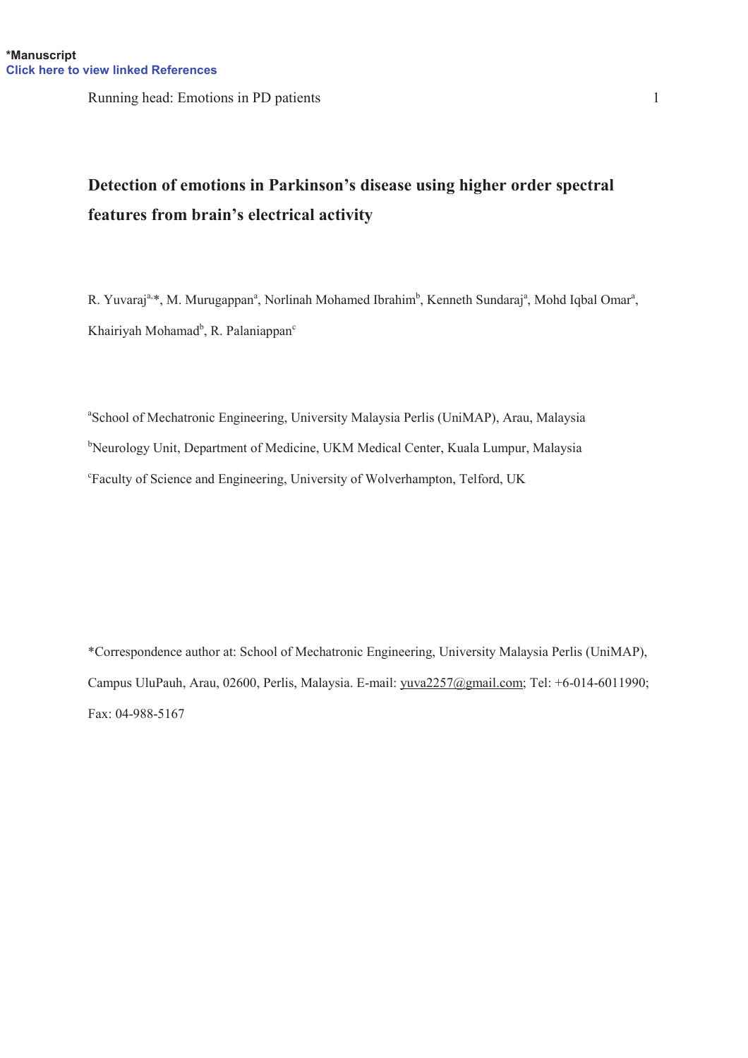*Manuscript
Click here to view linked References

# Detection of emotions in Parkinson's disease using higher order spectral features from brain's electrical activity

R. Yuvaraj[a,*], M. Murugappan[a], Norlinah Mohamed Ibrahim[b], Kenneth Sundaraj[a], Mohd Iqbal Omar[a], Khairiyah Mohamad[b], R. Palaniappan[c]

[a]School of Mechatronic Engineering, University Malaysia Perlis (UniMAP), Arau, Malaysia

[b]Neurology Unit, Department of Medicine, UKM Medical Center, Kuala Lumpur, Malaysia

[c]Faculty of Science and Engineering, University of Wolverhampton, Telford, UK

*Correspondence author at: School of Mechatronic Engineering, University Malaysia Perlis (UniMAP), Campus UluPauh, Arau, 02600, Perlis, Malaysia. E-mail: yuva2257@gmail.com; Tel: +6-014-6011990; Fax: 04-988-5167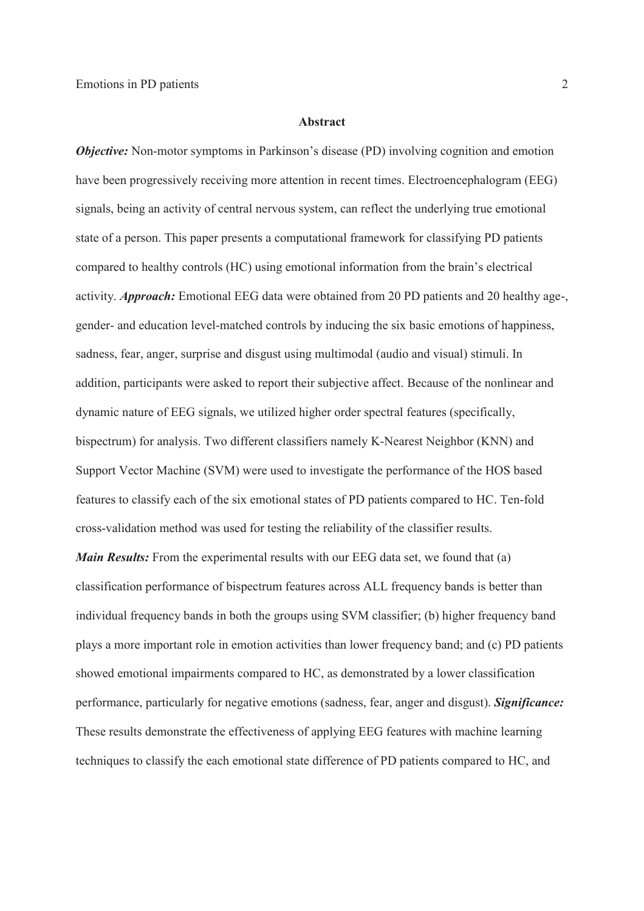## Abstract

***Objective:*** Non-motor symptoms in Parkinson's disease (PD) involving cognition and emotion have been progressively receiving more attention in recent times. Electroencephalogram (EEG) signals, being an activity of central nervous system, can reflect the underlying true emotional state of a person. This paper presents a computational framework for classifying PD patients compared to healthy controls (HC) using emotional information from the brain's electrical activity. ***Approach:*** Emotional EEG data were obtained from 20 PD patients and 20 healthy age-, gender- and education level-matched controls by inducing the six basic emotions of happiness, sadness, fear, anger, surprise and disgust using multimodal (audio and visual) stimuli. In addition, participants were asked to report their subjective affect. Because of the nonlinear and dynamic nature of EEG signals, we utilized higher order spectral features (specifically, bispectrum) for analysis. Two different classifiers namely K-Nearest Neighbor (KNN) and Support Vector Machine (SVM) were used to investigate the performance of the HOS based features to classify each of the six emotional states of PD patients compared to HC. Ten-fold cross-validation method was used for testing the reliability of the classifier results.

***Main Results:*** From the experimental results with our EEG data set, we found that (a) classification performance of bispectrum features across ALL frequency bands is better than individual frequency bands in both the groups using SVM classifier; (b) higher frequency band plays a more important role in emotion activities than lower frequency band; and (c) PD patients showed emotional impairments compared to HC, as demonstrated by a lower classification performance, particularly for negative emotions (sadness, fear, anger and disgust). ***Significance:*** These results demonstrate the effectiveness of applying EEG features with machine learning techniques to classify the each emotional state difference of PD patients compared to HC, and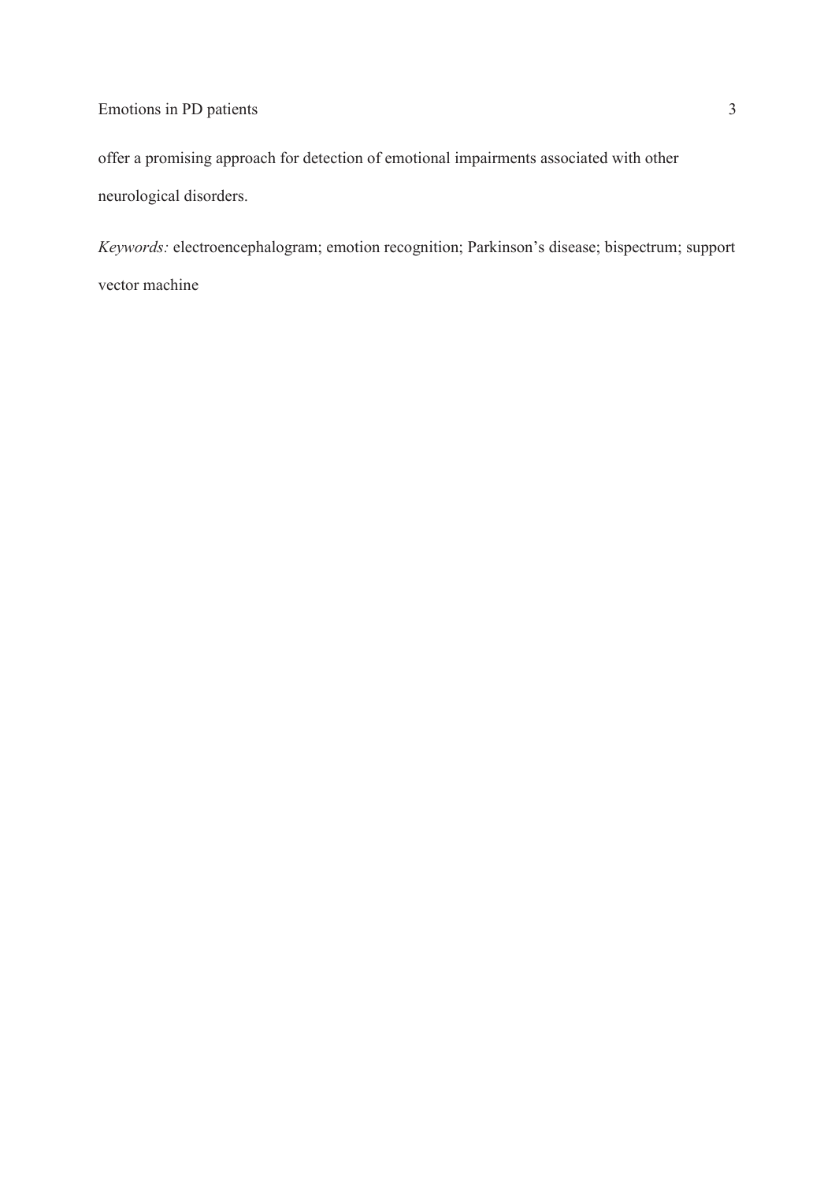offer a promising approach for detection of emotional impairments associated with other neurological disorders.

*Keywords:* electroencephalogram; emotion recognition; Parkinson's disease; bispectrum; support vector machine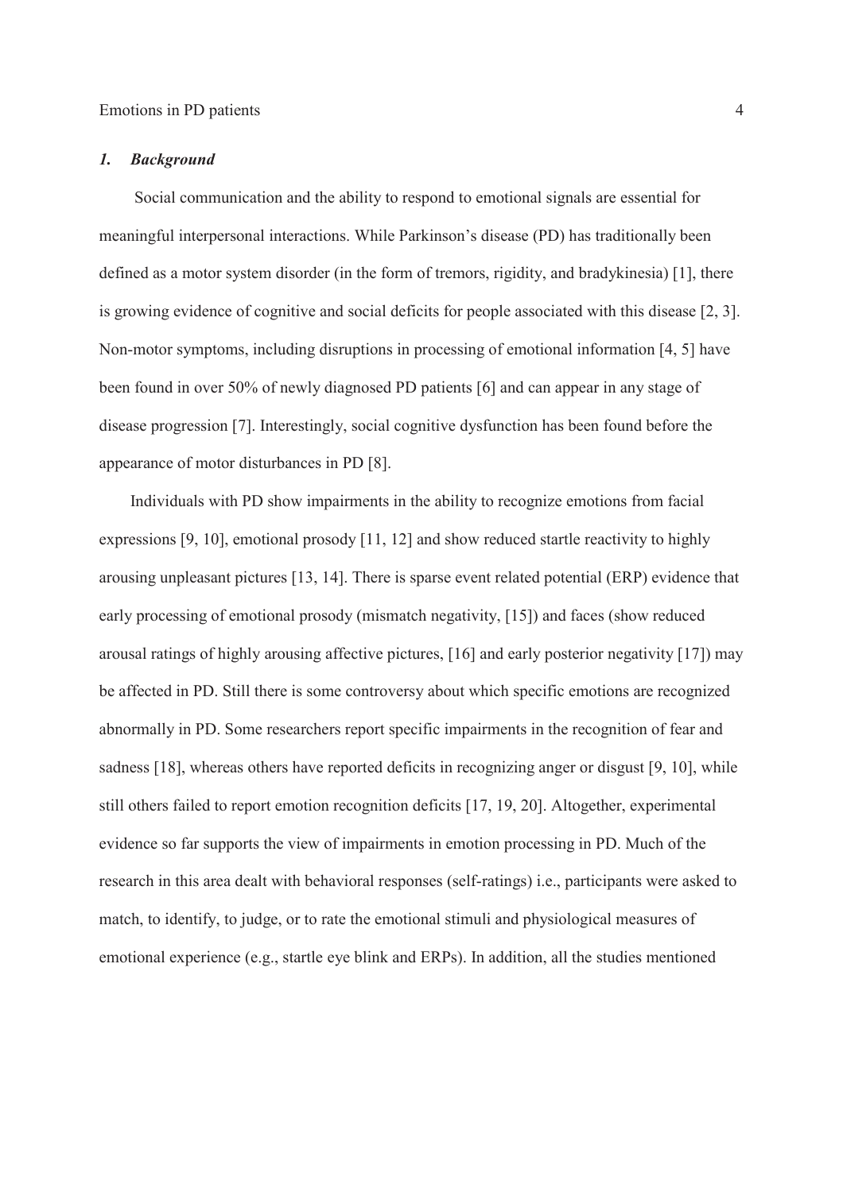## *1. Background*

Social communication and the ability to respond to emotional signals are essential for meaningful interpersonal interactions. While Parkinson's disease (PD) has traditionally been defined as a motor system disorder (in the form of tremors, rigidity, and bradykinesia) [1], there is growing evidence of cognitive and social deficits for people associated with this disease [2, 3]. Non-motor symptoms, including disruptions in processing of emotional information [4, 5] have been found in over 50% of newly diagnosed PD patients [6] and can appear in any stage of disease progression [7]. Interestingly, social cognitive dysfunction has been found before the appearance of motor disturbances in PD [8].

Individuals with PD show impairments in the ability to recognize emotions from facial expressions [9, 10], emotional prosody [11, 12] and show reduced startle reactivity to highly arousing unpleasant pictures [13, 14]. There is sparse event related potential (ERP) evidence that early processing of emotional prosody (mismatch negativity, [15]) and faces (show reduced arousal ratings of highly arousing affective pictures, [16] and early posterior negativity [17]) may be affected in PD. Still there is some controversy about which specific emotions are recognized abnormally in PD. Some researchers report specific impairments in the recognition of fear and sadness [18], whereas others have reported deficits in recognizing anger or disgust [9, 10], while still others failed to report emotion recognition deficits [17, 19, 20]. Altogether, experimental evidence so far supports the view of impairments in emotion processing in PD. Much of the research in this area dealt with behavioral responses (self-ratings) i.e., participants were asked to match, to identify, to judge, or to rate the emotional stimuli and physiological measures of emotional experience (e.g., startle eye blink and ERPs). In addition, all the studies mentioned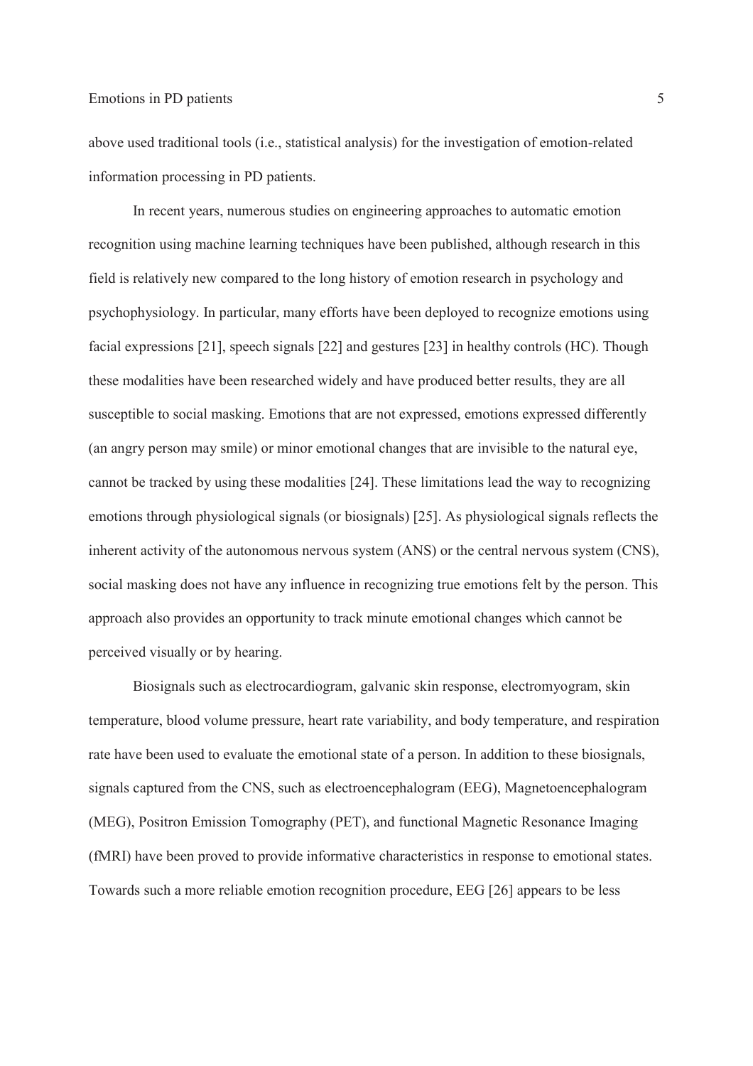above used traditional tools (i.e., statistical analysis) for the investigation of emotion-related information processing in PD patients.

In recent years, numerous studies on engineering approaches to automatic emotion recognition using machine learning techniques have been published, although research in this field is relatively new compared to the long history of emotion research in psychology and psychophysiology. In particular, many efforts have been deployed to recognize emotions using facial expressions [21], speech signals [22] and gestures [23] in healthy controls (HC). Though these modalities have been researched widely and have produced better results, they are all susceptible to social masking. Emotions that are not expressed, emotions expressed differently (an angry person may smile) or minor emotional changes that are invisible to the natural eye, cannot be tracked by using these modalities [24]. These limitations lead the way to recognizing emotions through physiological signals (or biosignals) [25]. As physiological signals reflects the inherent activity of the autonomous nervous system (ANS) or the central nervous system (CNS), social masking does not have any influence in recognizing true emotions felt by the person. This approach also provides an opportunity to track minute emotional changes which cannot be perceived visually or by hearing.

Biosignals such as electrocardiogram, galvanic skin response, electromyogram, skin temperature, blood volume pressure, heart rate variability, and body temperature, and respiration rate have been used to evaluate the emotional state of a person. In addition to these biosignals, signals captured from the CNS, such as electroencephalogram (EEG), Magnetoencephalogram (MEG), Positron Emission Tomography (PET), and functional Magnetic Resonance Imaging (fMRI) have been proved to provide informative characteristics in response to emotional states. Towards such a more reliable emotion recognition procedure, EEG [26] appears to be less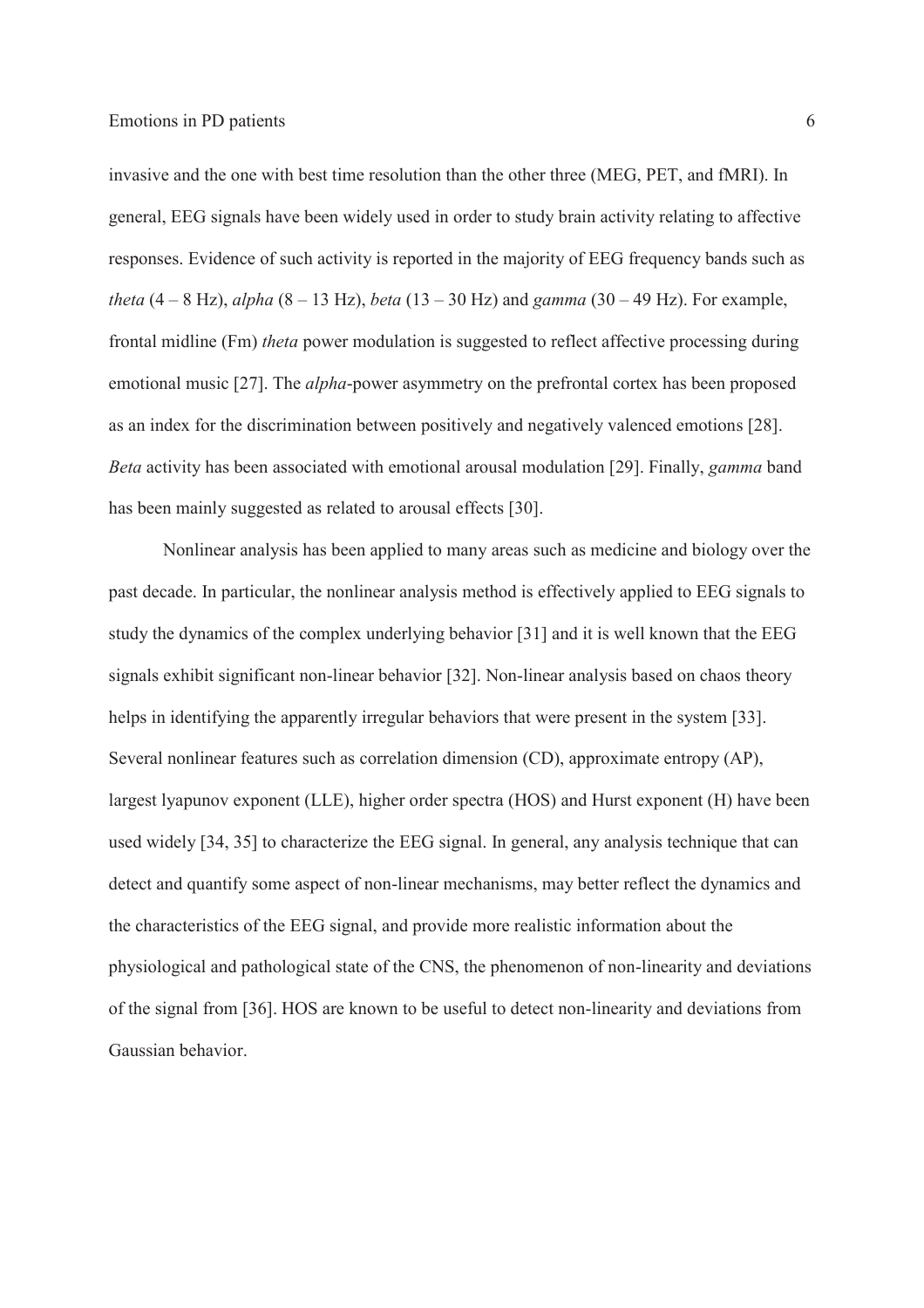invasive and the one with best time resolution than the other three (MEG, PET, and fMRI). In general, EEG signals have been widely used in order to study brain activity relating to affective responses. Evidence of such activity is reported in the majority of EEG frequency bands such as *theta* (4 – 8 Hz), *alpha* (8 – 13 Hz), *beta* (13 – 30 Hz) and *gamma* (30 – 49 Hz). For example, frontal midline (Fm) *theta* power modulation is suggested to reflect affective processing during emotional music [27]. The *alpha*-power asymmetry on the prefrontal cortex has been proposed as an index for the discrimination between positively and negatively valenced emotions [28]. *Beta* activity has been associated with emotional arousal modulation [29]. Finally, *gamma* band has been mainly suggested as related to arousal effects [30].

Nonlinear analysis has been applied to many areas such as medicine and biology over the past decade. In particular, the nonlinear analysis method is effectively applied to EEG signals to study the dynamics of the complex underlying behavior [31] and it is well known that the EEG signals exhibit significant non-linear behavior [32]. Non-linear analysis based on chaos theory helps in identifying the apparently irregular behaviors that were present in the system [33]. Several nonlinear features such as correlation dimension (CD), approximate entropy (AP), largest lyapunov exponent (LLE), higher order spectra (HOS) and Hurst exponent (H) have been used widely [34, 35] to characterize the EEG signal. In general, any analysis technique that can detect and quantify some aspect of non-linear mechanisms, may better reflect the dynamics and the characteristics of the EEG signal, and provide more realistic information about the physiological and pathological state of the CNS, the phenomenon of non-linearity and deviations of the signal from [36]. HOS are known to be useful to detect non-linearity and deviations from Gaussian behavior.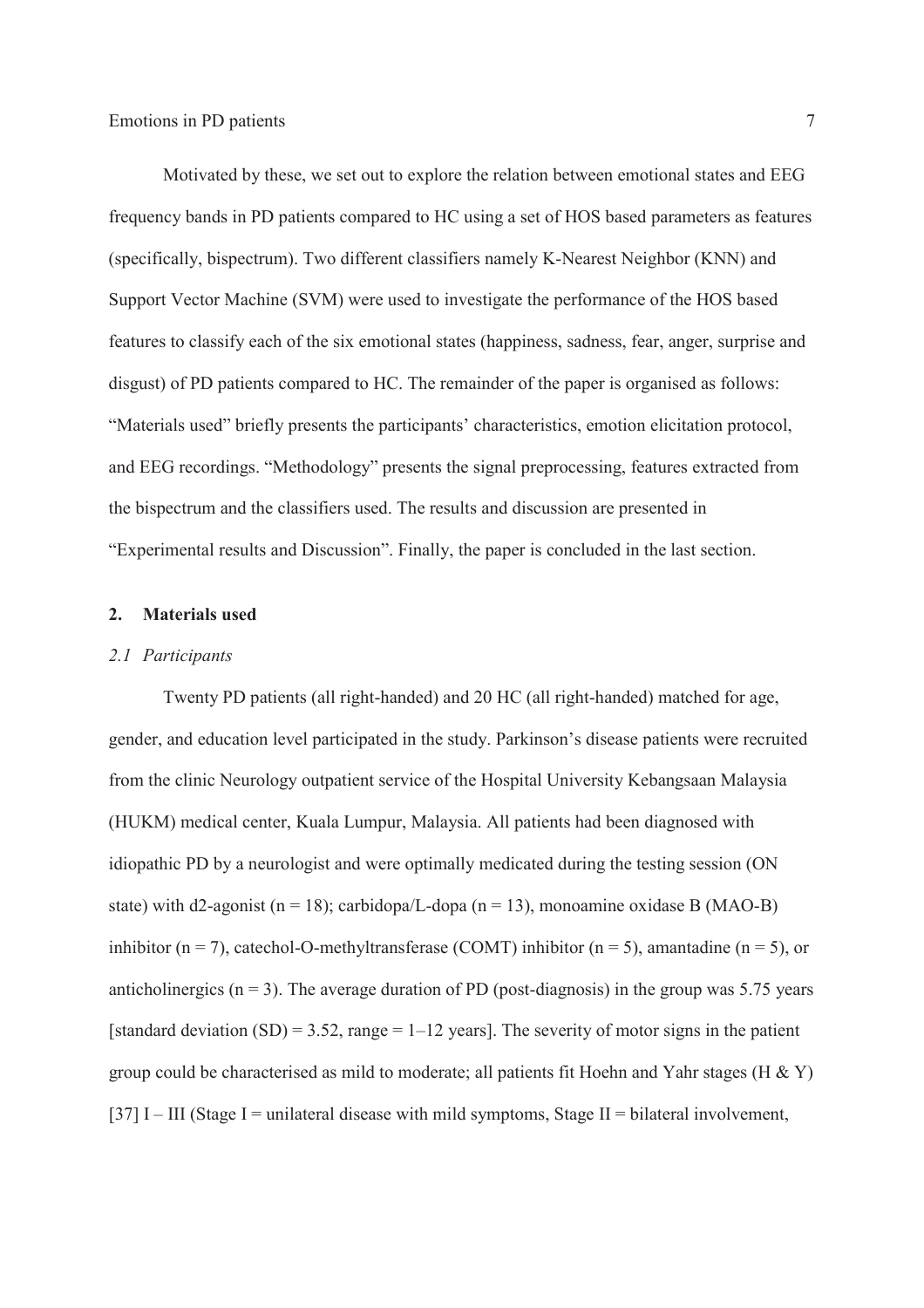Motivated by these, we set out to explore the relation between emotional states and EEG frequency bands in PD patients compared to HC using a set of HOS based parameters as features (specifically, bispectrum). Two different classifiers namely K-Nearest Neighbor (KNN) and Support Vector Machine (SVM) were used to investigate the performance of the HOS based features to classify each of the six emotional states (happiness, sadness, fear, anger, surprise and disgust) of PD patients compared to HC. The remainder of the paper is organised as follows: "Materials used" briefly presents the participants' characteristics, emotion elicitation protocol, and EEG recordings. "Methodology" presents the signal preprocessing, features extracted from the bispectrum and the classifiers used. The results and discussion are presented in "Experimental results and Discussion". Finally, the paper is concluded in the last section.

## 2. Materials used

### *2.1 Participants*

Twenty PD patients (all right-handed) and 20 HC (all right-handed) matched for age, gender, and education level participated in the study. Parkinson's disease patients were recruited from the clinic Neurology outpatient service of the Hospital University Kebangsaan Malaysia (HUKM) medical center, Kuala Lumpur, Malaysia. All patients had been diagnosed with idiopathic PD by a neurologist and were optimally medicated during the testing session (ON state) with d2-agonist (n = 18); carbidopa/L-dopa (n = 13), monoamine oxidase B (MAO-B) inhibitor (n = 7), catechol-O-methyltransferase (COMT) inhibitor (n = 5), amantadine (n = 5), or anticholinergics (n = 3). The average duration of PD (post-diagnosis) in the group was 5.75 years [standard deviation (SD) = 3.52, range = 1–12 years]. The severity of motor signs in the patient group could be characterised as mild to moderate; all patients fit Hoehn and Yahr stages (H & Y) [37] I – III (Stage I = unilateral disease with mild symptoms, Stage II = bilateral involvement,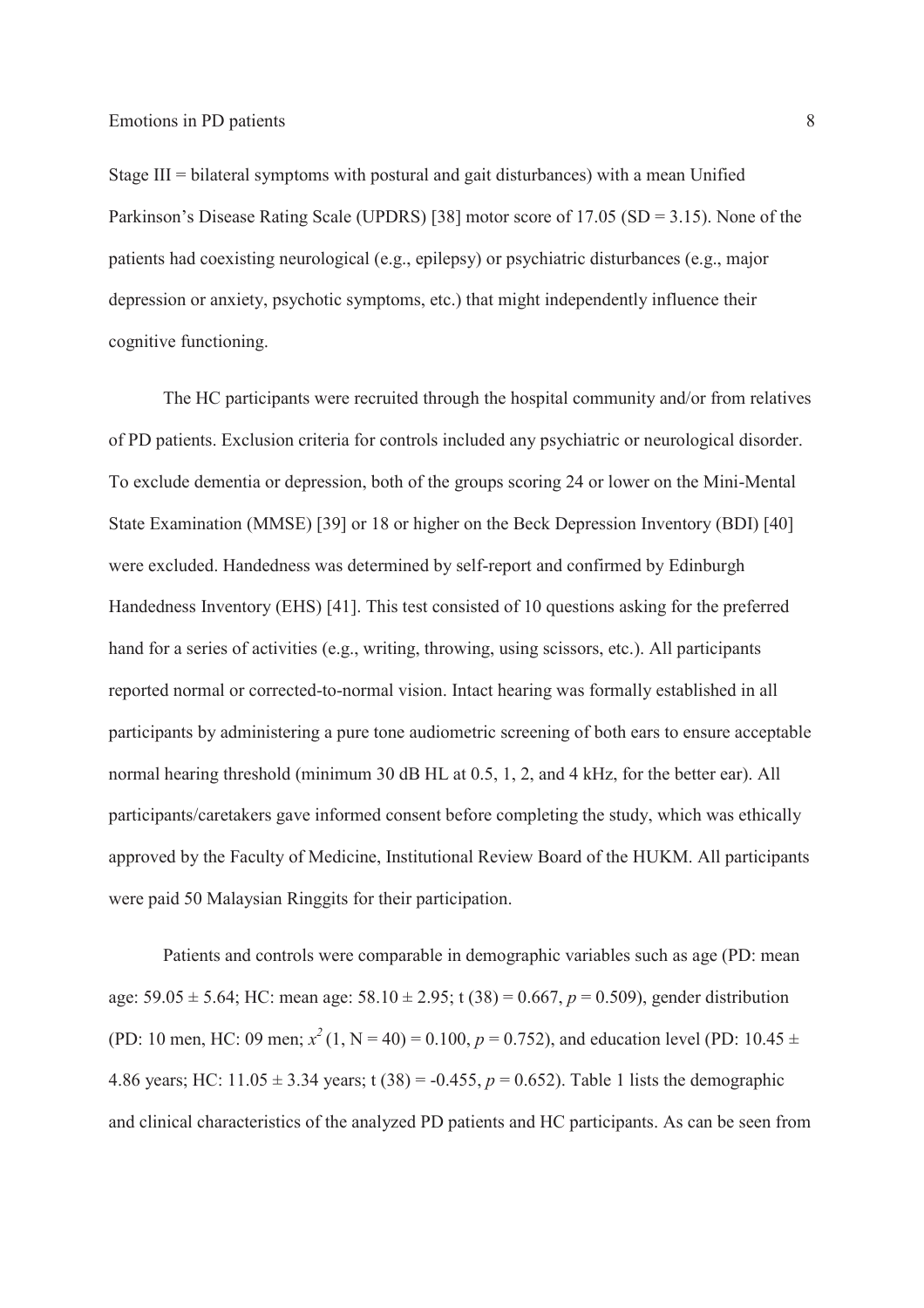Stage III = bilateral symptoms with postural and gait disturbances) with a mean Unified Parkinson's Disease Rating Scale (UPDRS) [38] motor score of 17.05 (SD = 3.15). None of the patients had coexisting neurological (e.g., epilepsy) or psychiatric disturbances (e.g., major depression or anxiety, psychotic symptoms, etc.) that might independently influence their cognitive functioning.

The HC participants were recruited through the hospital community and/or from relatives of PD patients. Exclusion criteria for controls included any psychiatric or neurological disorder. To exclude dementia or depression, both of the groups scoring 24 or lower on the Mini-Mental State Examination (MMSE) [39] or 18 or higher on the Beck Depression Inventory (BDI) [40] were excluded. Handedness was determined by self-report and confirmed by Edinburgh Handedness Inventory (EHS) [41]. This test consisted of 10 questions asking for the preferred hand for a series of activities (e.g., writing, throwing, using scissors, etc.). All participants reported normal or corrected-to-normal vision. Intact hearing was formally established in all participants by administering a pure tone audiometric screening of both ears to ensure acceptable normal hearing threshold (minimum 30 dB HL at 0.5, 1, 2, and 4 kHz, for the better ear). All participants/caretakers gave informed consent before completing the study, which was ethically approved by the Faculty of Medicine, Institutional Review Board of the HUKM. All participants were paid 50 Malaysian Ringgits for their participation.

Patients and controls were comparable in demographic variables such as age (PD: mean age: 59.05 ± 5.64; HC: mean age: 58.10 ± 2.95; $t(38) = 0.667$, $p = 0.509$), gender distribution (PD: 10 men, HC: 09 men; $x^2(1, N = 40) = 0.100$, $p = 0.752$), and education level (PD: 10.45 ± 4.86 years; HC: 11.05 ± 3.34 years; $t(38) = -0.455$, $p = 0.652$). Table 1 lists the demographic and clinical characteristics of the analyzed PD patients and HC participants. As can be seen from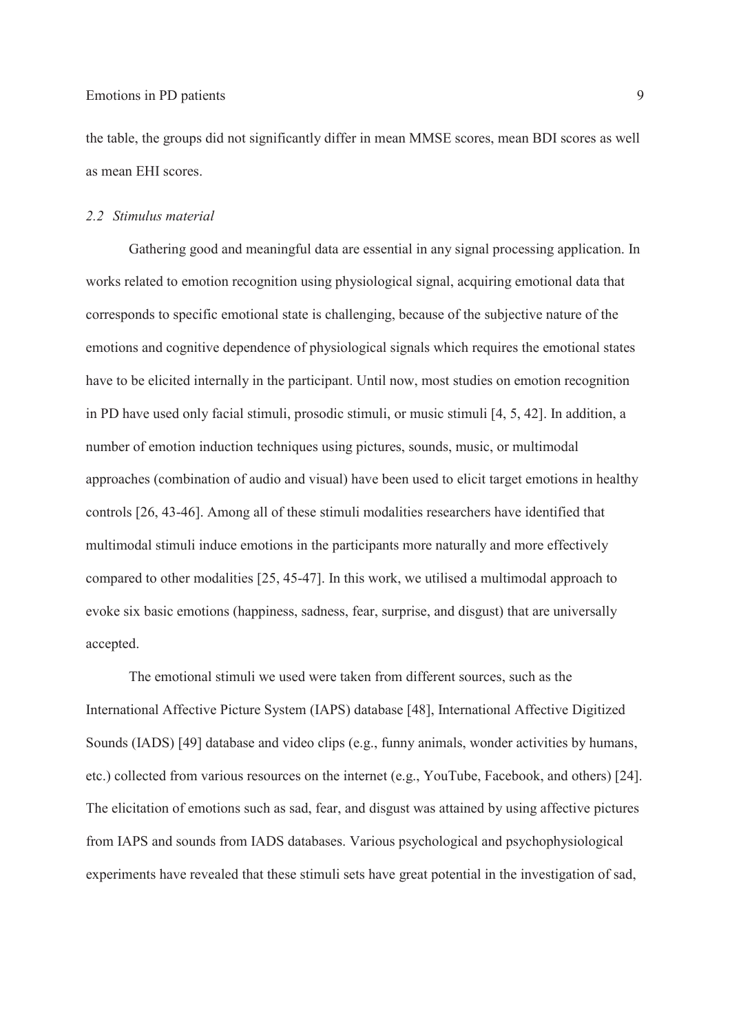the table, the groups did not significantly differ in mean MMSE scores, mean BDI scores as well as mean EHI scores.

### *2.2 Stimulus material*

Gathering good and meaningful data are essential in any signal processing application. In works related to emotion recognition using physiological signal, acquiring emotional data that corresponds to specific emotional state is challenging, because of the subjective nature of the emotions and cognitive dependence of physiological signals which requires the emotional states have to be elicited internally in the participant. Until now, most studies on emotion recognition in PD have used only facial stimuli, prosodic stimuli, or music stimuli [4, 5, 42]. In addition, a number of emotion induction techniques using pictures, sounds, music, or multimodal approaches (combination of audio and visual) have been used to elicit target emotions in healthy controls [26, 43-46]. Among all of these stimuli modalities researchers have identified that multimodal stimuli induce emotions in the participants more naturally and more effectively compared to other modalities [25, 45-47]. In this work, we utilised a multimodal approach to evoke six basic emotions (happiness, sadness, fear, surprise, and disgust) that are universally accepted.

The emotional stimuli we used were taken from different sources, such as the International Affective Picture System (IAPS) database [48], International Affective Digitized Sounds (IADS) [49] database and video clips (e.g., funny animals, wonder activities by humans, etc.) collected from various resources on the internet (e.g., YouTube, Facebook, and others) [24]. The elicitation of emotions such as sad, fear, and disgust was attained by using affective pictures from IAPS and sounds from IADS databases. Various psychological and psychophysiological experiments have revealed that these stimuli sets have great potential in the investigation of sad,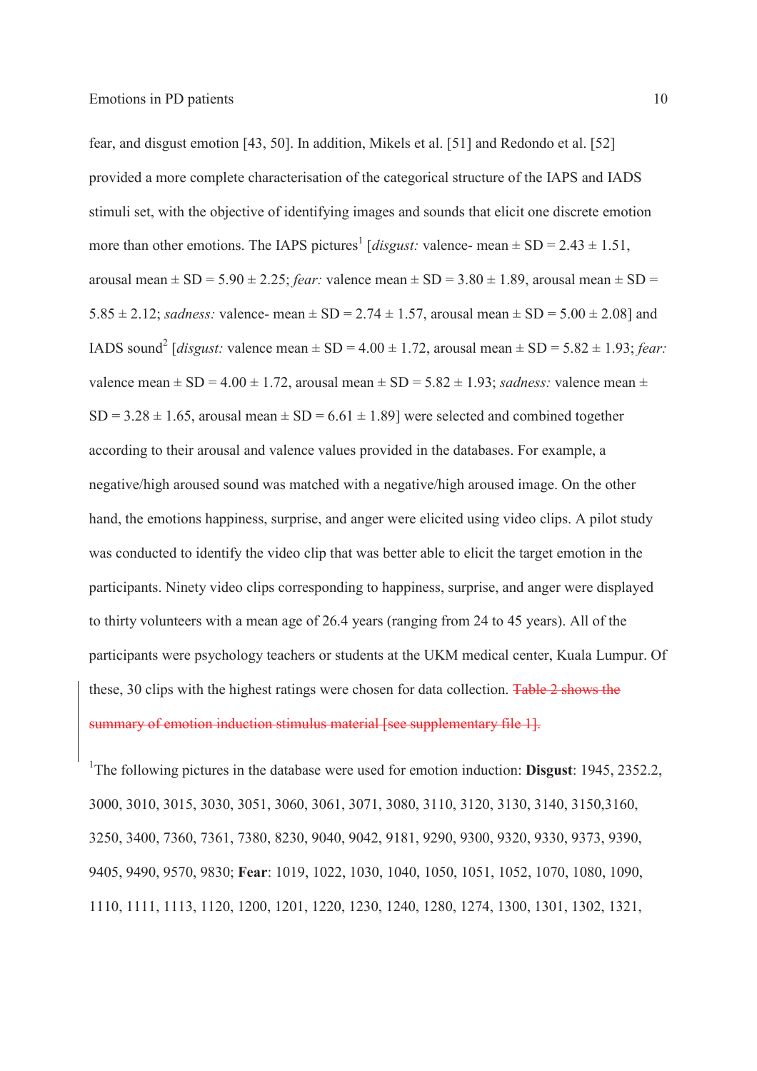fear, and disgust emotion [43, 50]. In addition, Mikels et al. [51] and Redondo et al. [52] provided a more complete characterisation of the categorical structure of the IAPS and IADS stimuli set, with the objective of identifying images and sounds that elicit one discrete emotion more than other emotions. The IAPS pictures[1] [*disgust:* valence- mean ± SD = 2.43 ± 1.51, arousal mean ± SD = 5.90 ± 2.25; *fear:* valence mean ± SD = 3.80 ± 1.89, arousal mean ± SD = 5.85 ± 2.12; *sadness:* valence- mean ± SD = 2.74 ± 1.57, arousal mean ± SD = 5.00 ± 2.08] and IADS sound[2] [*disgust:* valence mean ± SD = 4.00 ± 1.72, arousal mean ± SD = 5.82 ± 1.93; *fear:* valence mean ± SD = 4.00 ± 1.72, arousal mean ± SD = 5.82 ± 1.93; *sadness:* valence mean ± SD = 3.28 ± 1.65, arousal mean ± SD = 6.61 ± 1.89] were selected and combined together according to their arousal and valence values provided in the databases. For example, a negative/high aroused sound was matched with a negative/high aroused image. On the other hand, the emotions happiness, surprise, and anger were elicited using video clips. A pilot study was conducted to identify the video clip that was better able to elicit the target emotion in the participants. Ninety video clips corresponding to happiness, surprise, and anger were displayed to thirty volunteers with a mean age of 26.4 years (ranging from 24 to 45 years). All of the participants were psychology teachers or students at the UKM medical center, Kuala Lumpur. Of these, 30 clips with the highest ratings were chosen for data collection. ~~Table 2 shows the summary of emotion induction stimulus material [see supplementary file 1].~~

[1]The following pictures in the database were used for emotion induction: **Disgust**: 1945, 2352.2, 3000, 3010, 3015, 3030, 3051, 3060, 3061, 3071, 3080, 3110, 3120, 3130, 3140, 3150,3160, 3250, 3400, 7360, 7361, 7380, 8230, 9040, 9042, 9181, 9290, 9300, 9320, 9330, 9373, 9390, 9405, 9490, 9570, 9830; **Fear**: 1019, 1022, 1030, 1040, 1050, 1051, 1052, 1070, 1080, 1090, 1110, 1111, 1113, 1120, 1200, 1201, 1220, 1230, 1240, 1280, 1274, 1300, 1301, 1302, 1321,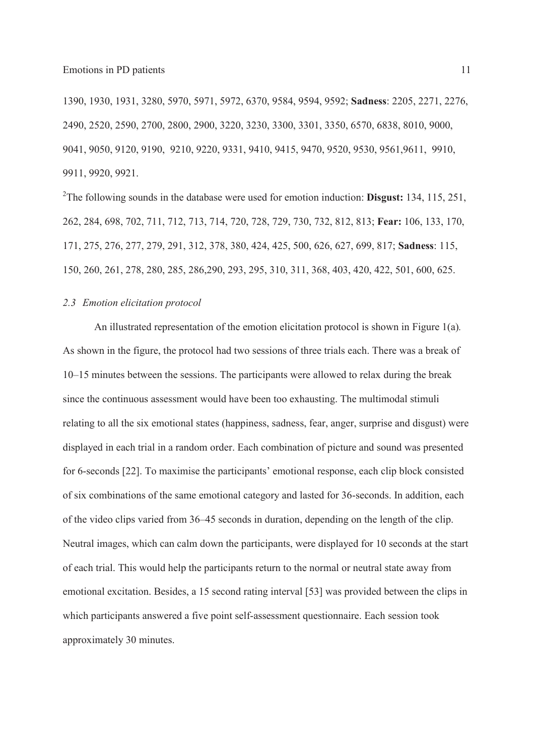1390, 1930, 1931, 3280, 5970, 5971, 5972, 6370, 9584, 9594, 9592; **Sadness**: 2205, 2271, 2276, 2490, 2520, 2590, 2700, 2800, 2900, 3220, 3230, 3300, 3301, 3350, 6570, 6838, 8010, 9000, 9041, 9050, 9120, 9190, 9210, 9220, 9331, 9410, 9415, 9470, 9520, 9530, 9561,9611, 9910, 9911, 9920, 9921.

[2]The following sounds in the database were used for emotion induction: **Disgust:** 134, 115, 251, 262, 284, 698, 702, 711, 712, 713, 714, 720, 728, 729, 730, 732, 812, 813; **Fear:** 106, 133, 170, 171, 275, 276, 277, 279, 291, 312, 378, 380, 424, 425, 500, 626, 627, 699, 817; **Sadness**: 115, 150, 260, 261, 278, 280, 285, 286,290, 293, 295, 310, 311, 368, 403, 420, 422, 501, 600, 625.

### *2.3 Emotion elicitation protocol*

An illustrated representation of the emotion elicitation protocol is shown in Figure 1(a). As shown in the figure, the protocol had two sessions of three trials each. There was a break of 10–15 minutes between the sessions. The participants were allowed to relax during the break since the continuous assessment would have been too exhausting. The multimodal stimuli relating to all the six emotional states (happiness, sadness, fear, anger, surprise and disgust) were displayed in each trial in a random order. Each combination of picture and sound was presented for 6-seconds [22]. To maximise the participants' emotional response, each clip block consisted of six combinations of the same emotional category and lasted for 36-seconds. In addition, each of the video clips varied from 36–45 seconds in duration, depending on the length of the clip. Neutral images, which can calm down the participants, were displayed for 10 seconds at the start of each trial. This would help the participants return to the normal or neutral state away from emotional excitation. Besides, a 15 second rating interval [53] was provided between the clips in which participants answered a five point self-assessment questionnaire. Each session took approximately 30 minutes.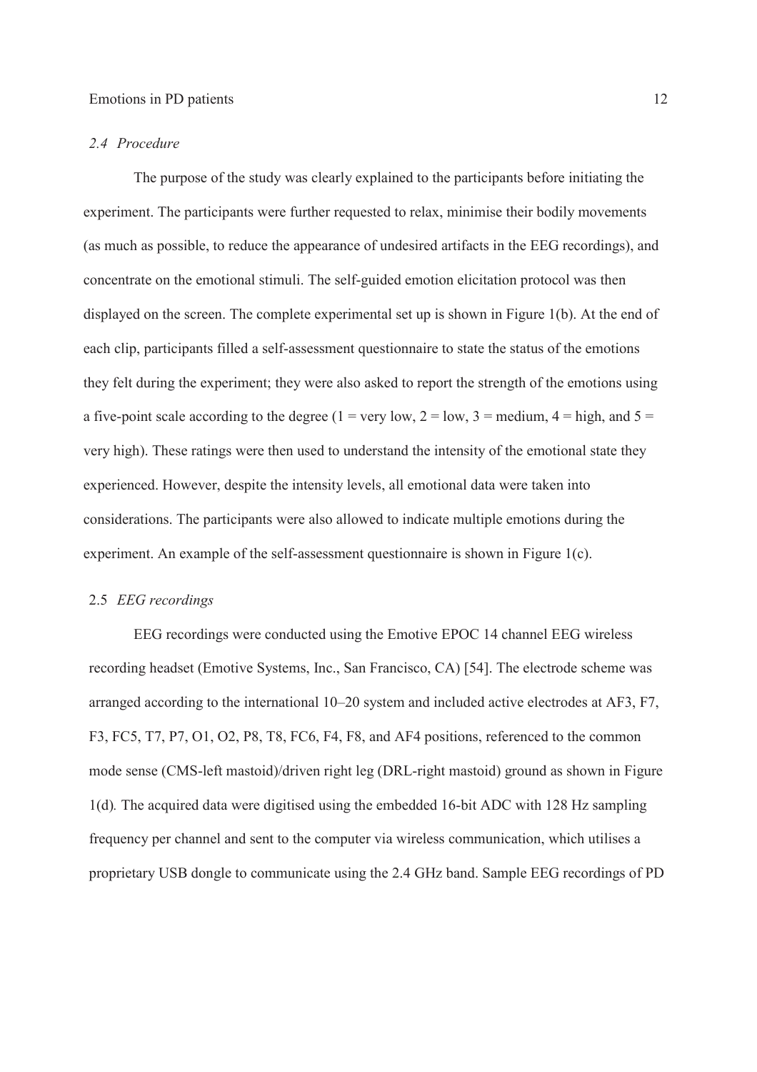### *2.4 Procedure*

The purpose of the study was clearly explained to the participants before initiating the experiment. The participants were further requested to relax, minimise their bodily movements (as much as possible, to reduce the appearance of undesired artifacts in the EEG recordings), and concentrate on the emotional stimuli. The self-guided emotion elicitation protocol was then displayed on the screen. The complete experimental set up is shown in Figure 1(b). At the end of each clip, participants filled a self-assessment questionnaire to state the status of the emotions they felt during the experiment; they were also asked to report the strength of the emotions using a five-point scale according to the degree (1 = very low, 2 = low, 3 = medium, 4 = high, and 5 = very high). These ratings were then used to understand the intensity of the emotional state they experienced. However, despite the intensity levels, all emotional data were taken into considerations. The participants were also allowed to indicate multiple emotions during the experiment. An example of the self-assessment questionnaire is shown in Figure 1(c).

### 2.5 *EEG recordings*

EEG recordings were conducted using the Emotive EPOC 14 channel EEG wireless recording headset (Emotive Systems, Inc., San Francisco, CA) [54]. The electrode scheme was arranged according to the international 10–20 system and included active electrodes at AF3, F7, F3, FC5, T7, P7, O1, O2, P8, T8, FC6, F4, F8, and AF4 positions, referenced to the common mode sense (CMS-left mastoid)/driven right leg (DRL-right mastoid) ground as shown in Figure 1(d). The acquired data were digitised using the embedded 16-bit ADC with 128 Hz sampling frequency per channel and sent to the computer via wireless communication, which utilises a proprietary USB dongle to communicate using the 2.4 GHz band. Sample EEG recordings of PD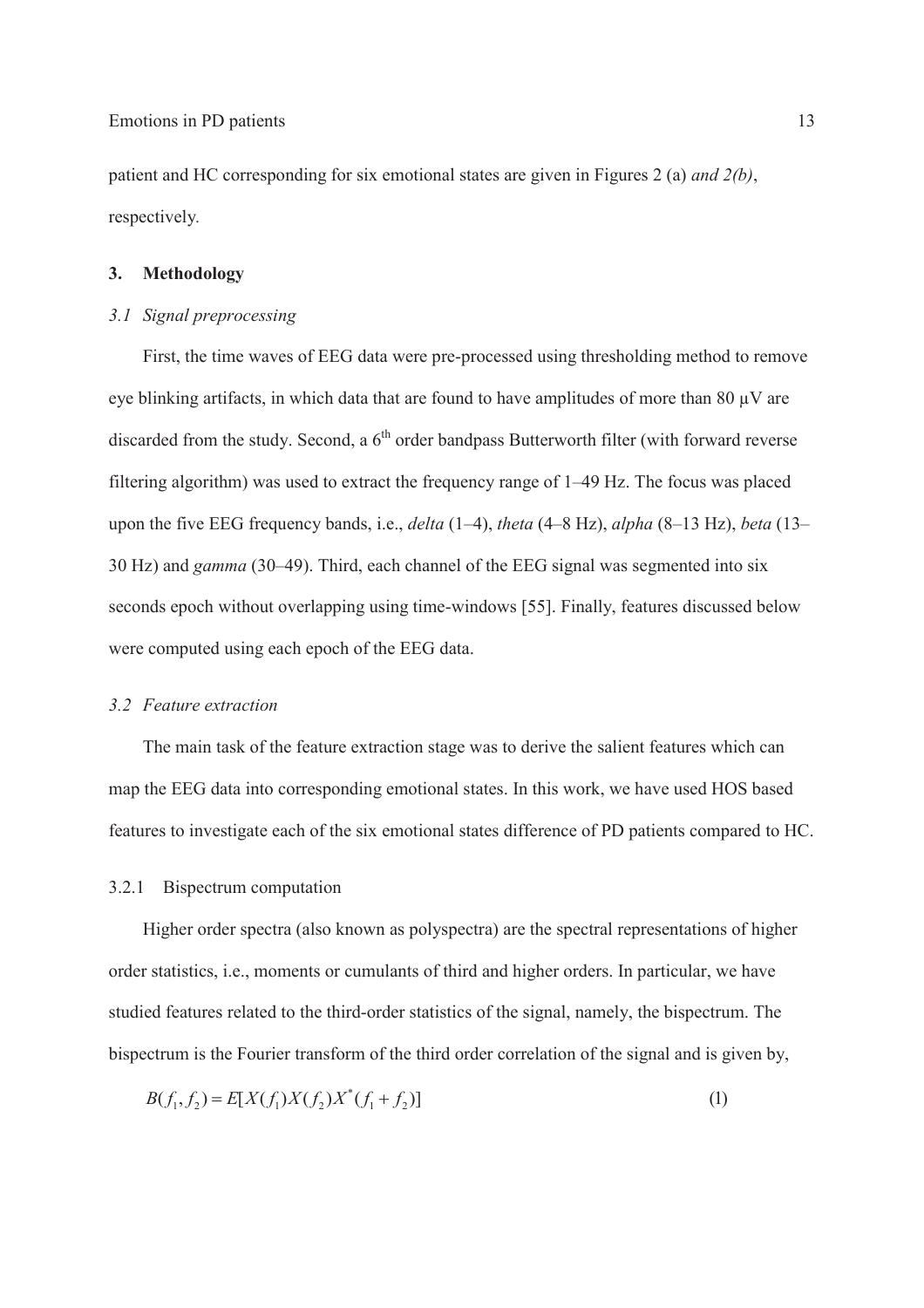patient and HC corresponding for six emotional states are given in Figures 2 (a) *and 2(b)*, respectively.

## 3. Methodology

### *3.1 Signal preprocessing*

First, the time waves of EEG data were pre-processed using thresholding method to remove eye blinking artifacts, in which data that are found to have amplitudes of more than 80 μV are discarded from the study. Second, a 6th order bandpass Butterworth filter (with forward reverse filtering algorithm) was used to extract the frequency range of 1–49 Hz. The focus was placed upon the five EEG frequency bands, i.e., *delta* (1–4), *theta* (4–8 Hz), *alpha* (8–13 Hz), *beta* (13–30 Hz) and *gamma* (30–49). Third, each channel of the EEG signal was segmented into six seconds epoch without overlapping using time-windows [55]. Finally, features discussed below were computed using each epoch of the EEG data.

### *3.2 Feature extraction*

The main task of the feature extraction stage was to derive the salient features which can map the EEG data into corresponding emotional states. In this work, we have used HOS based features to investigate each of the six emotional states difference of PD patients compared to HC.

#### 3.2.1 Bispectrum computation

Higher order spectra (also known as polyspectra) are the spectral representations of higher order statistics, i.e., moments or cumulants of third and higher orders. In particular, we have studied features related to the third-order statistics of the signal, namely, the bispectrum. The bispectrum is the Fourier transform of the third order correlation of the signal and is given by,

$$B(f_1, f_2) = E[X(f_1)X(f_2)X^*(f_1 + f_2)] \tag{1}$$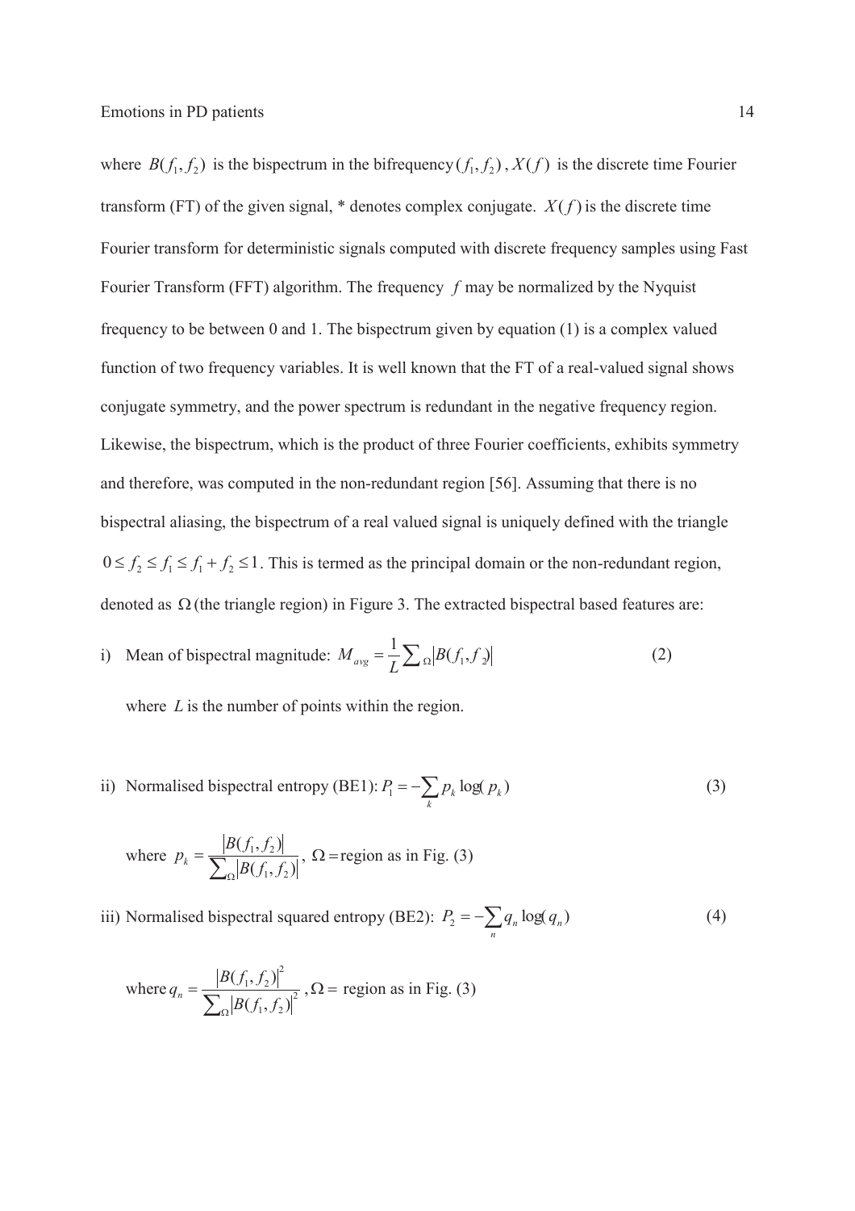where $B(f_1, f_2)$ is the bispectrum in the bifrequency $(f_1, f_2)$, $X(f)$ is the discrete time Fourier transform (FT) of the given signal, * denotes complex conjugate. $X(f)$ is the discrete time Fourier transform for deterministic signals computed with discrete frequency samples using Fast Fourier Transform (FFT) algorithm. The frequency $f$ may be normalized by the Nyquist frequency to be between 0 and 1. The bispectrum given by equation (1) is a complex valued function of two frequency variables. It is well known that the FT of a real-valued signal shows conjugate symmetry, and the power spectrum is redundant in the negative frequency region. Likewise, the bispectrum, which is the product of three Fourier coefficients, exhibits symmetry and therefore, was computed in the non-redundant region [56]. Assuming that there is no bispectral aliasing, the bispectrum of a real valued signal is uniquely defined with the triangle $0 \leq f_2 \leq f_1 \leq f_1 + f_2 \leq 1$. This is termed as the principal domain or the non-redundant region, denoted as $\Omega$ (the triangle region) in Figure 3. The extracted bispectral based features are:

i) Mean of bispectral magnitude: $M_{avg} = \frac{1}{L} \sum_{\Omega} |B(f_1, f_2)|$ (2)

   where $L$ is the number of points within the region.

ii) Normalised bispectral entropy (BE1): $P_1 = -\sum_k p_k \log(p_k)$ (3)

   where $p_k = \frac{|B(f_1, f_2)|}{\sum_{\Omega} |B(f_1, f_2)|}$, $\Omega$ = region as in Fig. (3)

iii) Normalised bispectral squared entropy (BE2): $P_2 = -\sum_n q_n \log(q_n)$ (4)

   where $q_n = \frac{|B(f_1, f_2)|^2}{\sum_{\Omega} |B(f_1, f_2)|^2}$, $\Omega$ = region as in Fig. (3)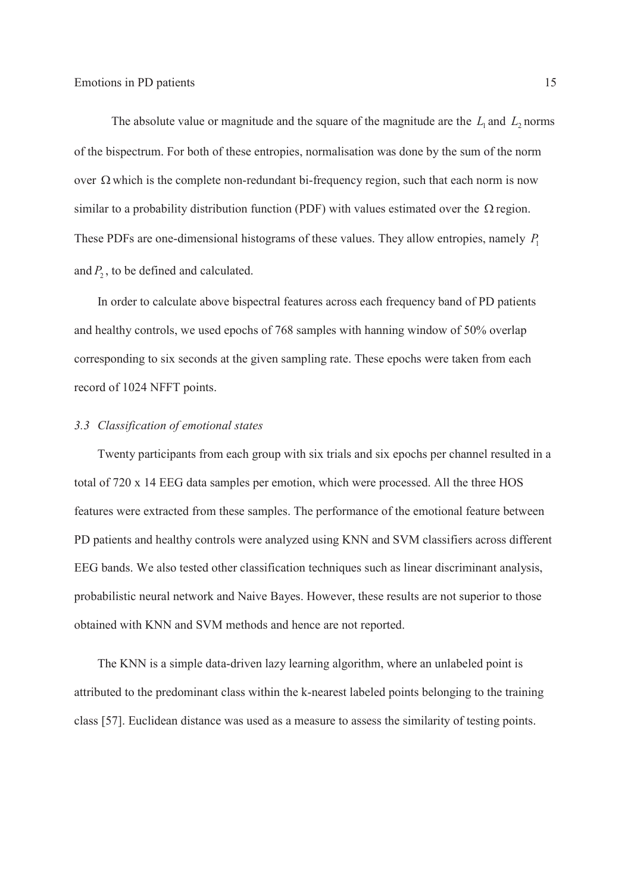The absolute value or magnitude and the square of the magnitude are the $L_1$ and $L_2$ norms of the bispectrum. For both of these entropies, normalisation was done by the sum of the norm over $\Omega$ which is the complete non-redundant bi-frequency region, such that each norm is now similar to a probability distribution function (PDF) with values estimated over the $\Omega$ region. These PDFs are one-dimensional histograms of these values. They allow entropies, namely $P_1$ and $P_2$, to be defined and calculated.

In order to calculate above bispectral features across each frequency band of PD patients and healthy controls, we used epochs of 768 samples with hanning window of 50% overlap corresponding to six seconds at the given sampling rate. These epochs were taken from each record of 1024 NFFT points.

### *3.3 Classification of emotional states*

Twenty participants from each group with six trials and six epochs per channel resulted in a total of 720 x 14 EEG data samples per emotion, which were processed. All the three HOS features were extracted from these samples. The performance of the emotional feature between PD patients and healthy controls were analyzed using KNN and SVM classifiers across different EEG bands. We also tested other classification techniques such as linear discriminant analysis, probabilistic neural network and Naive Bayes. However, these results are not superior to those obtained with KNN and SVM methods and hence are not reported.

The KNN is a simple data-driven lazy learning algorithm, where an unlabeled point is attributed to the predominant class within the k-nearest labeled points belonging to the training class [57]. Euclidean distance was used as a measure to assess the similarity of testing points.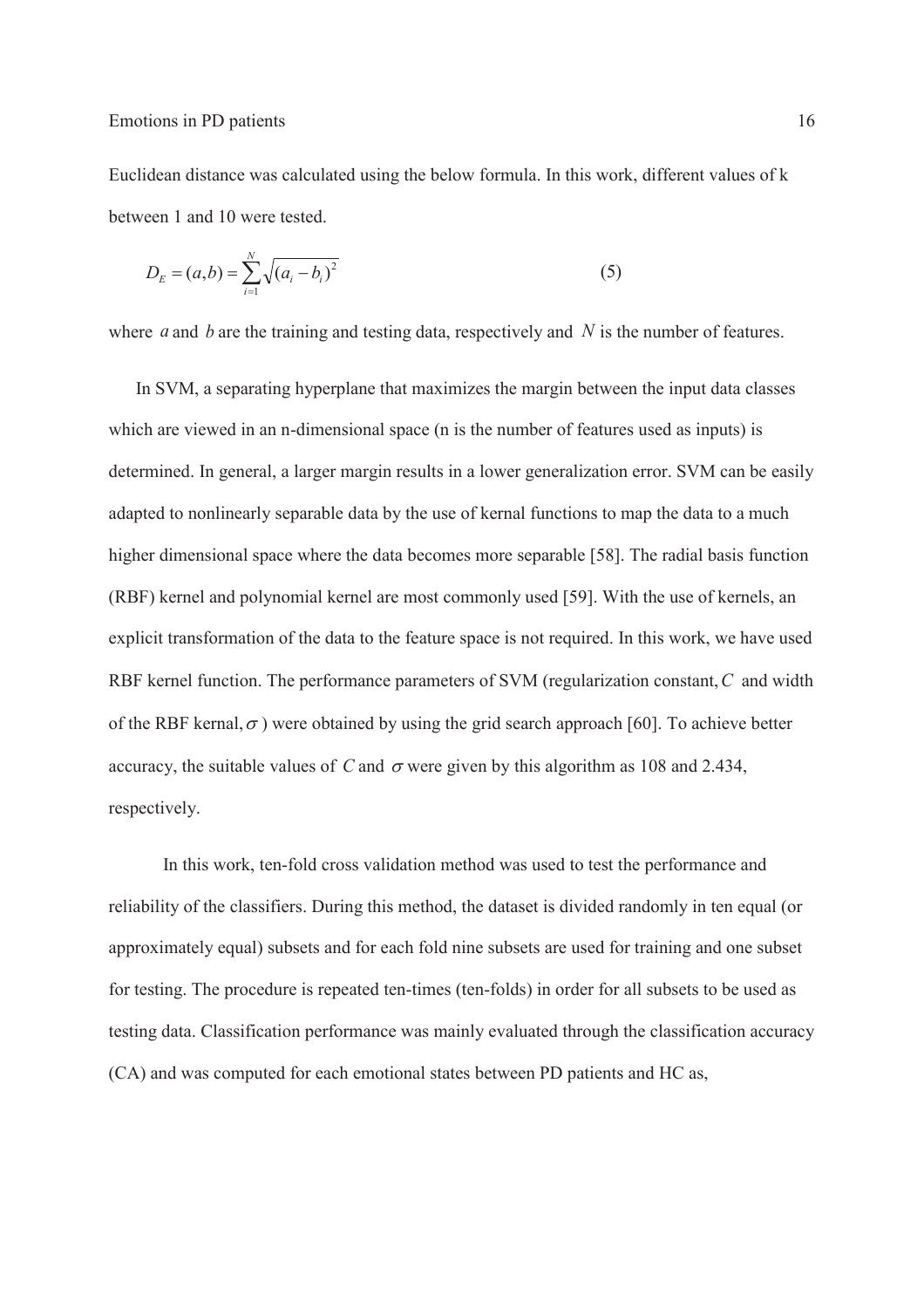Euclidean distance was calculated using the below formula. In this work, different values of k between 1 and 10 were tested.

$$D_E = (a,b) = \sum_{i=1}^{N} \sqrt{(a_i - b_i)^2} \qquad (5)$$

where $a$ and $b$ are the training and testing data, respectively and $N$ is the number of features.

In SVM, a separating hyperplane that maximizes the margin between the input data classes which are viewed in an n-dimensional space (n is the number of features used as inputs) is determined. In general, a larger margin results in a lower generalization error. SVM can be easily adapted to nonlinearly separable data by the use of kernal functions to map the data to a much higher dimensional space where the data becomes more separable [58]. The radial basis function (RBF) kernel and polynomial kernel are most commonly used [59]. With the use of kernels, an explicit transformation of the data to the feature space is not required. In this work, we have used RBF kernel function. The performance parameters of SVM (regularization constant, $C$ and width of the RBF kernal, $\sigma$ ) were obtained by using the grid search approach [60]. To achieve better accuracy, the suitable values of $C$ and $\sigma$ were given by this algorithm as 108 and 2.434, respectively.

In this work, ten-fold cross validation method was used to test the performance and reliability of the classifiers. During this method, the dataset is divided randomly in ten equal (or approximately equal) subsets and for each fold nine subsets are used for training and one subset for testing. The procedure is repeated ten-times (ten-folds) in order for all subsets to be used as testing data. Classification performance was mainly evaluated through the classification accuracy (CA) and was computed for each emotional states between PD patients and HC as,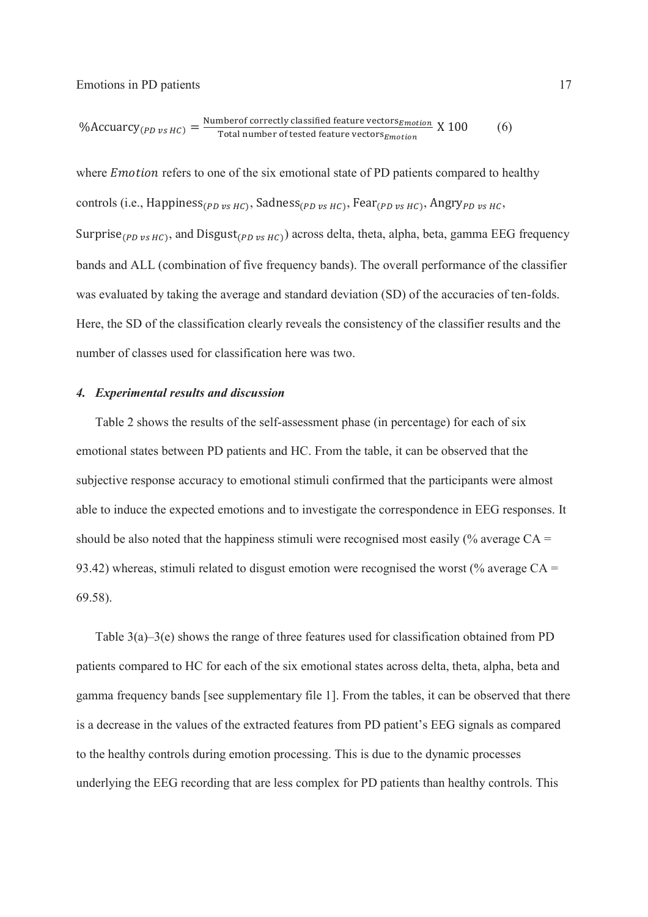$$\%\text{Accuarcy}_{(PD\ vs\ HC)} = \frac{\text{Numberof correctly classified feature vectors}_{Emotion}}{\text{Total number of tested feature vectors}_{Emotion}} \text{ X } 100 \qquad (6)$$

where $Emotion$ refers to one of the six emotional state of PD patients compared to healthy controls (i.e., $\text{Happiness}_{(PD\ vs\ HC)}$, $\text{Sadness}_{(PD\ vs\ HC)}$, $\text{Fear}_{(PD\ vs\ HC)}$, $\text{Angry}_{PD\ vs\ HC}$, $\text{Surprise}_{(PD\ vs\ HC)}$, and $\text{Disgust}_{(PD\ vs\ HC)}$) across delta, theta, alpha, beta, gamma EEG frequency bands and ALL (combination of five frequency bands). The overall performance of the classifier was evaluated by taking the average and standard deviation (SD) of the accuracies of ten-folds. Here, the SD of the classification clearly reveals the consistency of the classifier results and the number of classes used for classification here was two.

## *4. Experimental results and discussion*

Table 2 shows the results of the self-assessment phase (in percentage) for each of six emotional states between PD patients and HC. From the table, it can be observed that the subjective response accuracy to emotional stimuli confirmed that the participants were almost able to induce the expected emotions and to investigate the correspondence in EEG responses. It should be also noted that the happiness stimuli were recognised most easily (% average CA = 93.42) whereas, stimuli related to disgust emotion were recognised the worst (% average CA = 69.58).

Table 3(a)–3(e) shows the range of three features used for classification obtained from PD patients compared to HC for each of the six emotional states across delta, theta, alpha, beta and gamma frequency bands [see supplementary file 1]. From the tables, it can be observed that there is a decrease in the values of the extracted features from PD patient's EEG signals as compared to the healthy controls during emotion processing. This is due to the dynamic processes underlying the EEG recording that are less complex for PD patients than healthy controls. This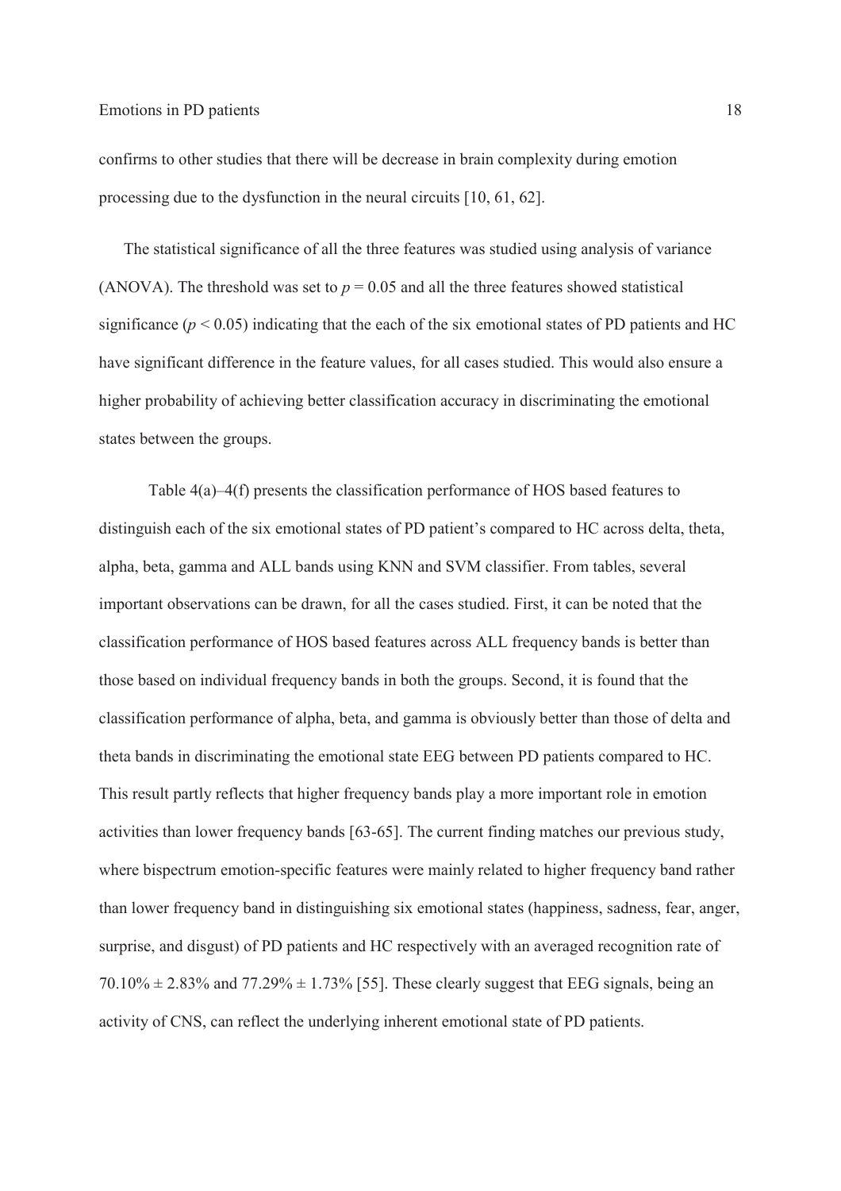confirms to other studies that there will be decrease in brain complexity during emotion processing due to the dysfunction in the neural circuits [10, 61, 62].

The statistical significance of all the three features was studied using analysis of variance (ANOVA). The threshold was set to $p = 0.05$ and all the three features showed statistical significance ($p < 0.05$) indicating that the each of the six emotional states of PD patients and HC have significant difference in the feature values, for all cases studied. This would also ensure a higher probability of achieving better classification accuracy in discriminating the emotional states between the groups.

Table 4(a)–4(f) presents the classification performance of HOS based features to distinguish each of the six emotional states of PD patient's compared to HC across delta, theta, alpha, beta, gamma and ALL bands using KNN and SVM classifier. From tables, several important observations can be drawn, for all the cases studied. First, it can be noted that the classification performance of HOS based features across ALL frequency bands is better than those based on individual frequency bands in both the groups. Second, it is found that the classification performance of alpha, beta, and gamma is obviously better than those of delta and theta bands in discriminating the emotional state EEG between PD patients compared to HC. This result partly reflects that higher frequency bands play a more important role in emotion activities than lower frequency bands [63-65]. The current finding matches our previous study, where bispectrum emotion-specific features were mainly related to higher frequency band rather than lower frequency band in distinguishing six emotional states (happiness, sadness, fear, anger, surprise, and disgust) of PD patients and HC respectively with an averaged recognition rate of $70.10\% \pm 2.83\%$ and $77.29\% \pm 1.73\%$ [55]. These clearly suggest that EEG signals, being an activity of CNS, can reflect the underlying inherent emotional state of PD patients.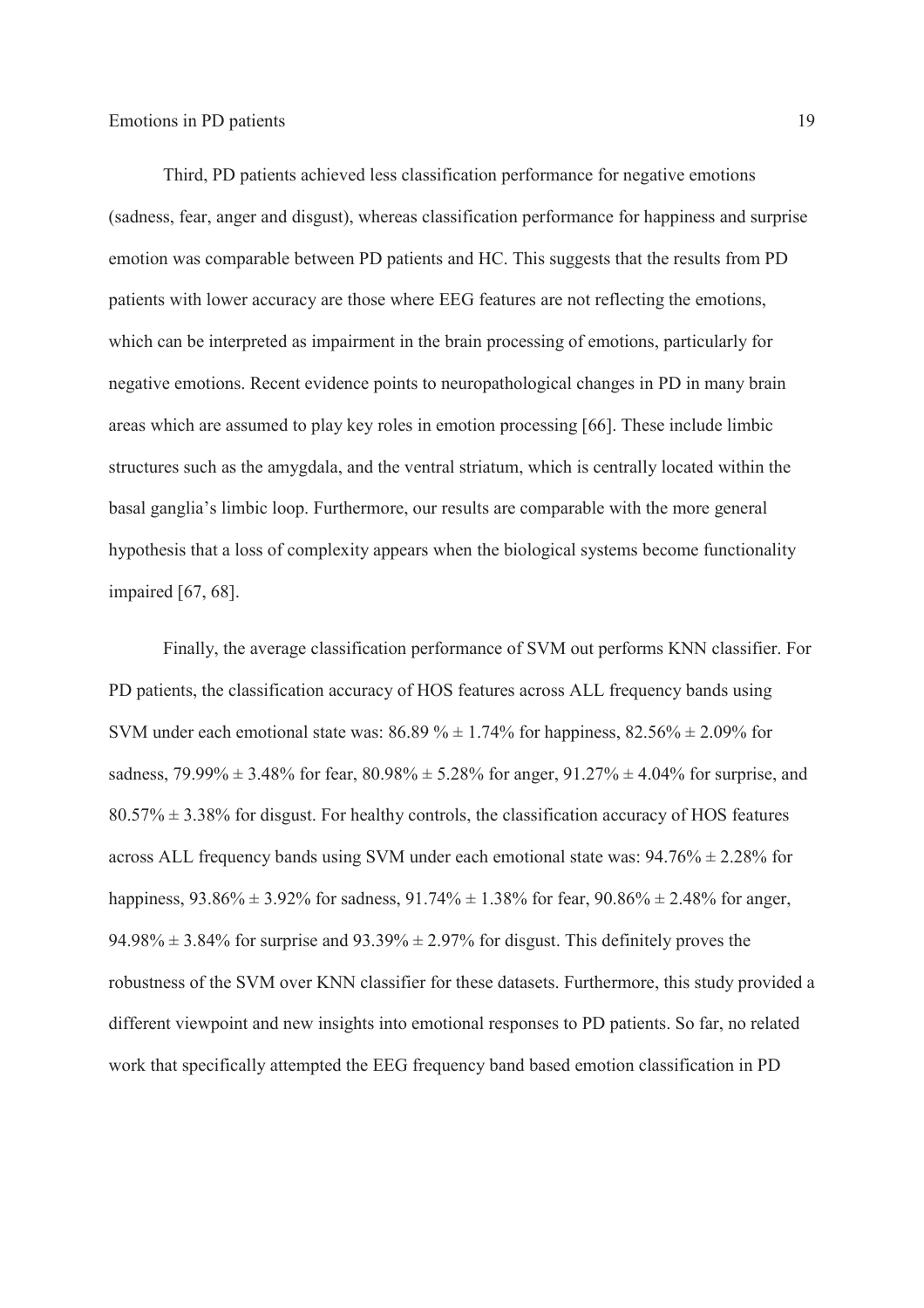Third, PD patients achieved less classification performance for negative emotions (sadness, fear, anger and disgust), whereas classification performance for happiness and surprise emotion was comparable between PD patients and HC. This suggests that the results from PD patients with lower accuracy are those where EEG features are not reflecting the emotions, which can be interpreted as impairment in the brain processing of emotions, particularly for negative emotions. Recent evidence points to neuropathological changes in PD in many brain areas which are assumed to play key roles in emotion processing [66]. These include limbic structures such as the amygdala, and the ventral striatum, which is centrally located within the basal ganglia's limbic loop. Furthermore, our results are comparable with the more general hypothesis that a loss of complexity appears when the biological systems become functionality impaired [67, 68].

Finally, the average classification performance of SVM out performs KNN classifier. For PD patients, the classification accuracy of HOS features across ALL frequency bands using SVM under each emotional state was: 86.89 % ± 1.74% for happiness, 82.56% ± 2.09% for sadness, 79.99% ± 3.48% for fear, 80.98% ± 5.28% for anger, 91.27% ± 4.04% for surprise, and 80.57% ± 3.38% for disgust. For healthy controls, the classification accuracy of HOS features across ALL frequency bands using SVM under each emotional state was: 94.76% ± 2.28% for happiness, 93.86% ± 3.92% for sadness, 91.74% ± 1.38% for fear, 90.86% ± 2.48% for anger, 94.98% ± 3.84% for surprise and 93.39% ± 2.97% for disgust. This definitely proves the robustness of the SVM over KNN classifier for these datasets. Furthermore, this study provided a different viewpoint and new insights into emotional responses to PD patients. So far, no related work that specifically attempted the EEG frequency band based emotion classification in PD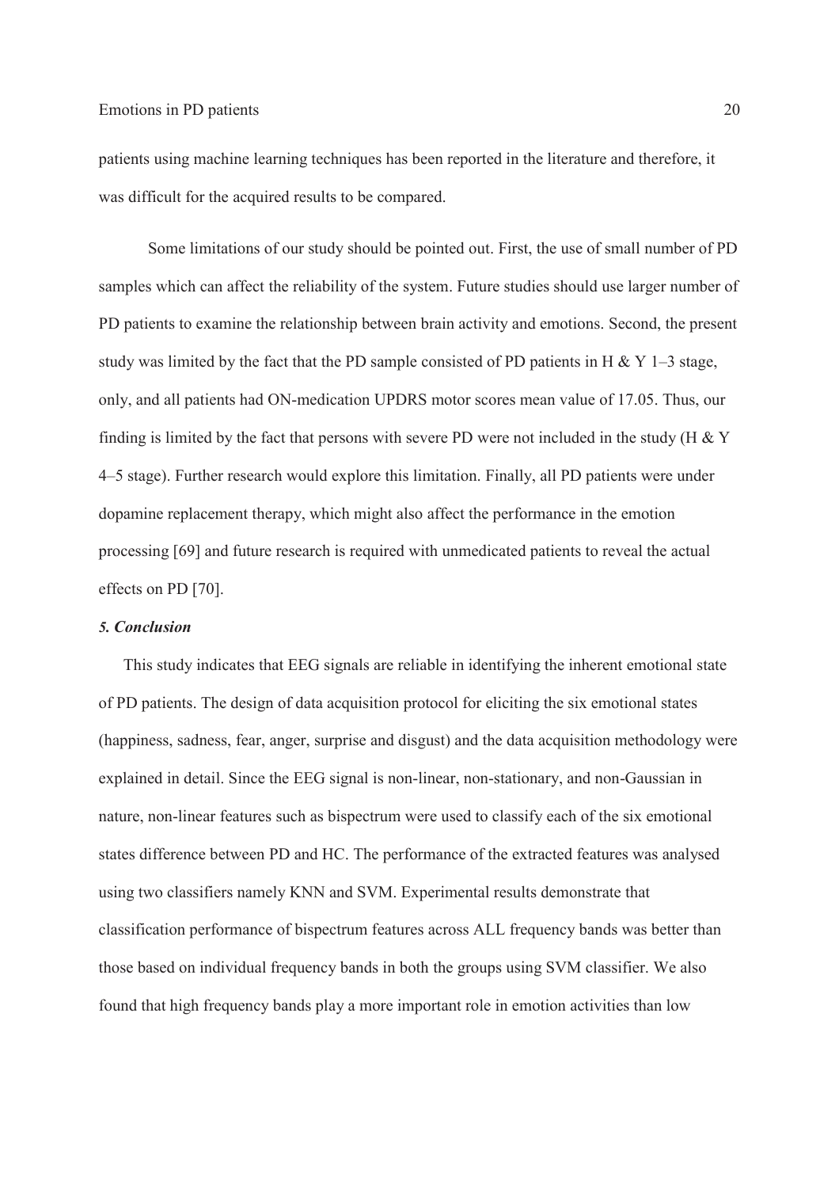patients using machine learning techniques has been reported in the literature and therefore, it was difficult for the acquired results to be compared.

Some limitations of our study should be pointed out. First, the use of small number of PD samples which can affect the reliability of the system. Future studies should use larger number of PD patients to examine the relationship between brain activity and emotions. Second, the present study was limited by the fact that the PD sample consisted of PD patients in H & Y 1–3 stage, only, and all patients had ON-medication UPDRS motor scores mean value of 17.05. Thus, our finding is limited by the fact that persons with severe PD were not included in the study (H & Y 4–5 stage). Further research would explore this limitation. Finally, all PD patients were under dopamine replacement therapy, which might also affect the performance in the emotion processing [69] and future research is required with unmedicated patients to reveal the actual effects on PD [70].

### *5. Conclusion*

This study indicates that EEG signals are reliable in identifying the inherent emotional state of PD patients. The design of data acquisition protocol for eliciting the six emotional states (happiness, sadness, fear, anger, surprise and disgust) and the data acquisition methodology were explained in detail. Since the EEG signal is non-linear, non-stationary, and non-Gaussian in nature, non-linear features such as bispectrum were used to classify each of the six emotional states difference between PD and HC. The performance of the extracted features was analysed using two classifiers namely KNN and SVM. Experimental results demonstrate that classification performance of bispectrum features across ALL frequency bands was better than those based on individual frequency bands in both the groups using SVM classifier. We also found that high frequency bands play a more important role in emotion activities than low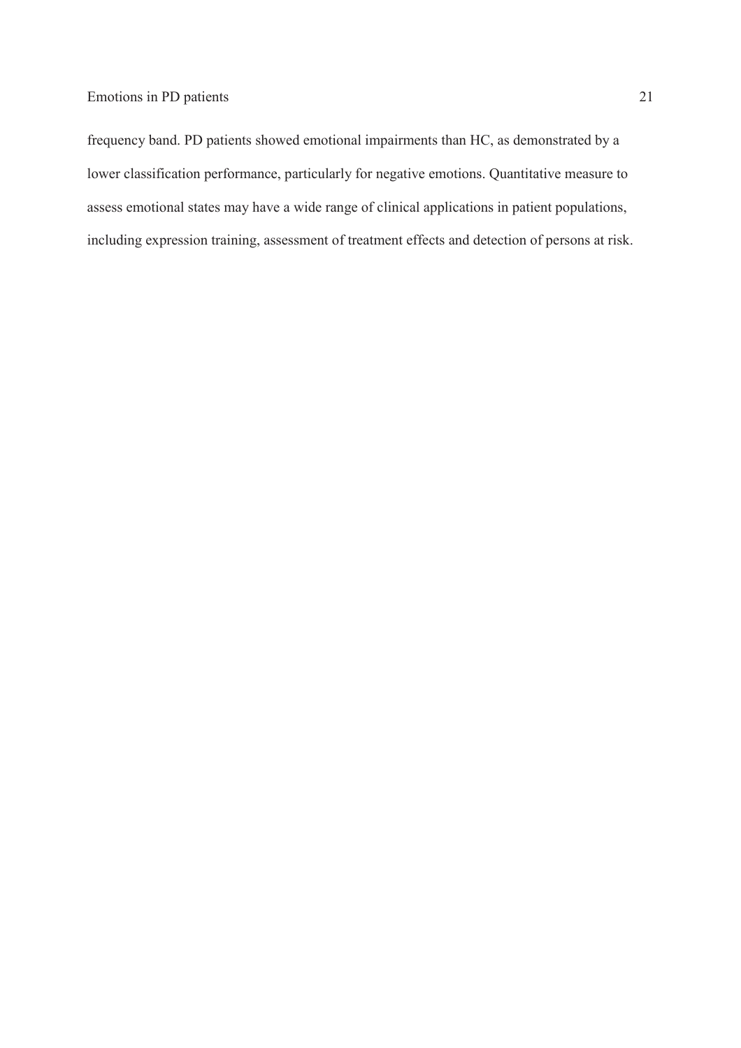frequency band. PD patients showed emotional impairments than HC, as demonstrated by a lower classification performance, particularly for negative emotions. Quantitative measure to assess emotional states may have a wide range of clinical applications in patient populations, including expression training, assessment of treatment effects and detection of persons at risk.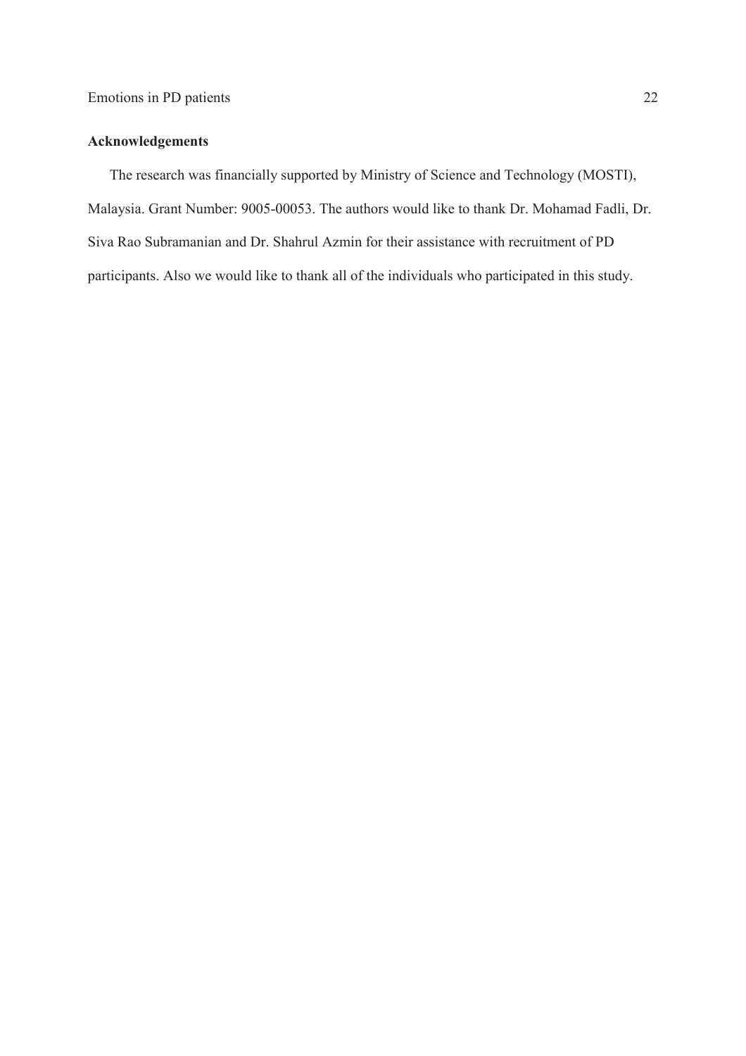## Acknowledgements

The research was financially supported by Ministry of Science and Technology (MOSTI), Malaysia. Grant Number: 9005-00053. The authors would like to thank Dr. Mohamad Fadli, Dr. Siva Rao Subramanian and Dr. Shahrul Azmin for their assistance with recruitment of PD participants. Also we would like to thank all of the individuals who participated in this study.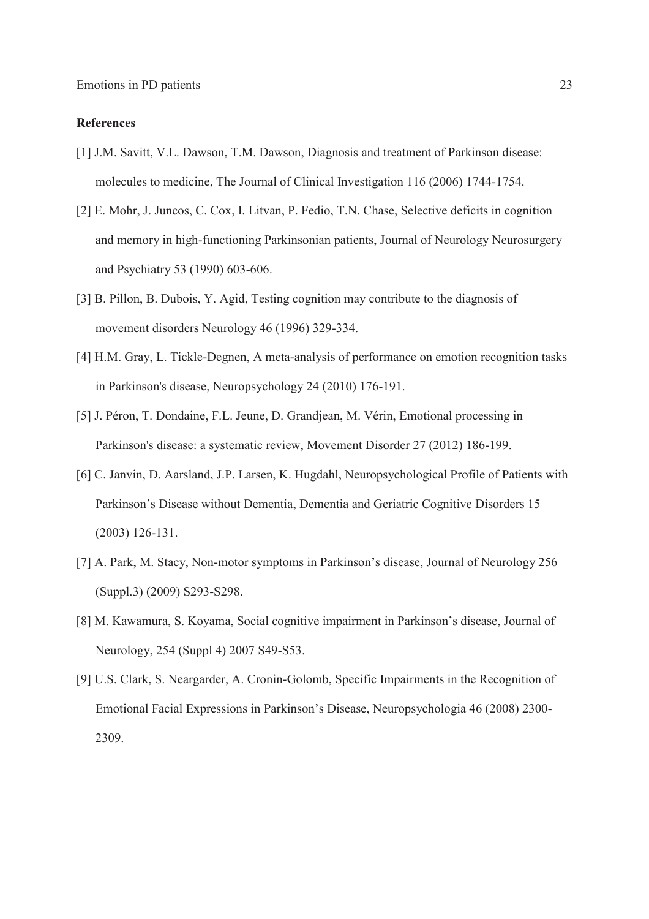**References**

[1] J.M. Savitt, V.L. Dawson, T.M. Dawson, Diagnosis and treatment of Parkinson disease: molecules to medicine, The Journal of Clinical Investigation 116 (2006) 1744-1754.

[2] E. Mohr, J. Juncos, C. Cox, I. Litvan, P. Fedio, T.N. Chase, Selective deficits in cognition and memory in high-functioning Parkinsonian patients, Journal of Neurology Neurosurgery and Psychiatry 53 (1990) 603-606.

[3] B. Pillon, B. Dubois, Y. Agid, Testing cognition may contribute to the diagnosis of movement disorders Neurology 46 (1996) 329-334.

[4] H.M. Gray, L. Tickle-Degnen, A meta-analysis of performance on emotion recognition tasks in Parkinson's disease, Neuropsychology 24 (2010) 176-191.

[5] J. Péron, T. Dondaine, F.L. Jeune, D. Grandjean, M. Vérin, Emotional processing in Parkinson's disease: a systematic review, Movement Disorder 27 (2012) 186-199.

[6] C. Janvin, D. Aarsland, J.P. Larsen, K. Hugdahl, Neuropsychological Profile of Patients with Parkinson's Disease without Dementia, Dementia and Geriatric Cognitive Disorders 15 (2003) 126-131.

[7] A. Park, M. Stacy, Non-motor symptoms in Parkinson's disease, Journal of Neurology 256 (Suppl.3) (2009) S293-S298.

[8] M. Kawamura, S. Koyama, Social cognitive impairment in Parkinson's disease, Journal of Neurology, 254 (Suppl 4) 2007 S49-S53.

[9] U.S. Clark, S. Neargarder, A. Cronin-Golomb, Specific Impairments in the Recognition of Emotional Facial Expressions in Parkinson's Disease, Neuropsychologia 46 (2008) 2300-2309.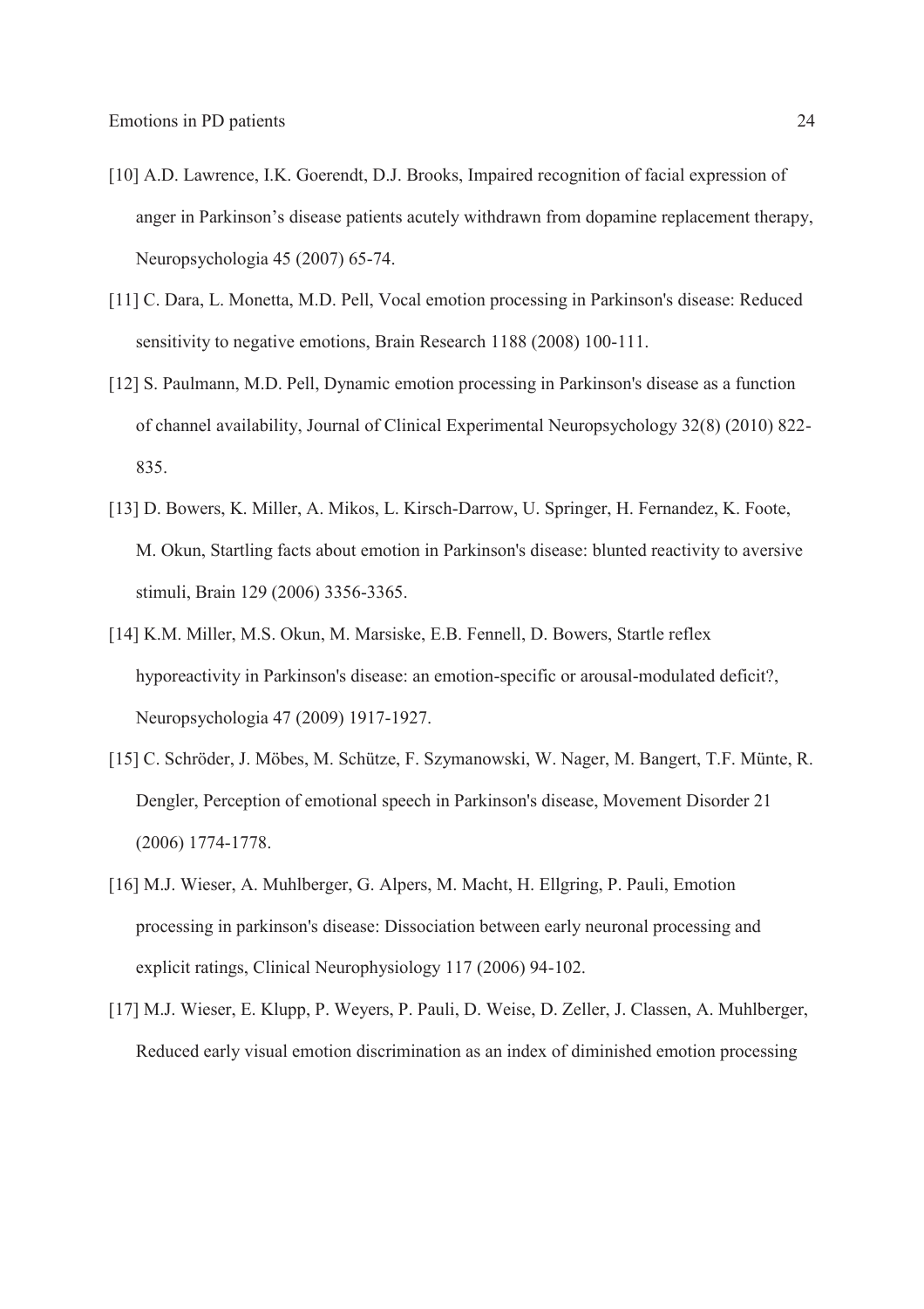[10] A.D. Lawrence, I.K. Goerendt, D.J. Brooks, Impaired recognition of facial expression of anger in Parkinson's disease patients acutely withdrawn from dopamine replacement therapy, Neuropsychologia 45 (2007) 65-74.

[11] C. Dara, L. Monetta, M.D. Pell, Vocal emotion processing in Parkinson's disease: Reduced sensitivity to negative emotions, Brain Research 1188 (2008) 100-111.

[12] S. Paulmann, M.D. Pell, Dynamic emotion processing in Parkinson's disease as a function of channel availability, Journal of Clinical Experimental Neuropsychology 32(8) (2010) 822-835.

[13] D. Bowers, K. Miller, A. Mikos, L. Kirsch-Darrow, U. Springer, H. Fernandez, K. Foote, M. Okun, Startling facts about emotion in Parkinson's disease: blunted reactivity to aversive stimuli, Brain 129 (2006) 3356-3365.

[14] K.M. Miller, M.S. Okun, M. Marsiske, E.B. Fennell, D. Bowers, Startle reflex hyporeactivity in Parkinson's disease: an emotion-specific or arousal-modulated deficit?, Neuropsychologia 47 (2009) 1917-1927.

[15] C. Schröder, J. Möbes, M. Schütze, F. Szymanowski, W. Nager, M. Bangert, T.F. Münte, R. Dengler, Perception of emotional speech in Parkinson's disease, Movement Disorder 21 (2006) 1774-1778.

[16] M.J. Wieser, A. Muhlberger, G. Alpers, M. Macht, H. Ellgring, P. Pauli, Emotion processing in parkinson's disease: Dissociation between early neuronal processing and explicit ratings, Clinical Neurophysiology 117 (2006) 94-102.

[17] M.J. Wieser, E. Klupp, P. Weyers, P. Pauli, D. Weise, D. Zeller, J. Classen, A. Muhlberger, Reduced early visual emotion discrimination as an index of diminished emotion processing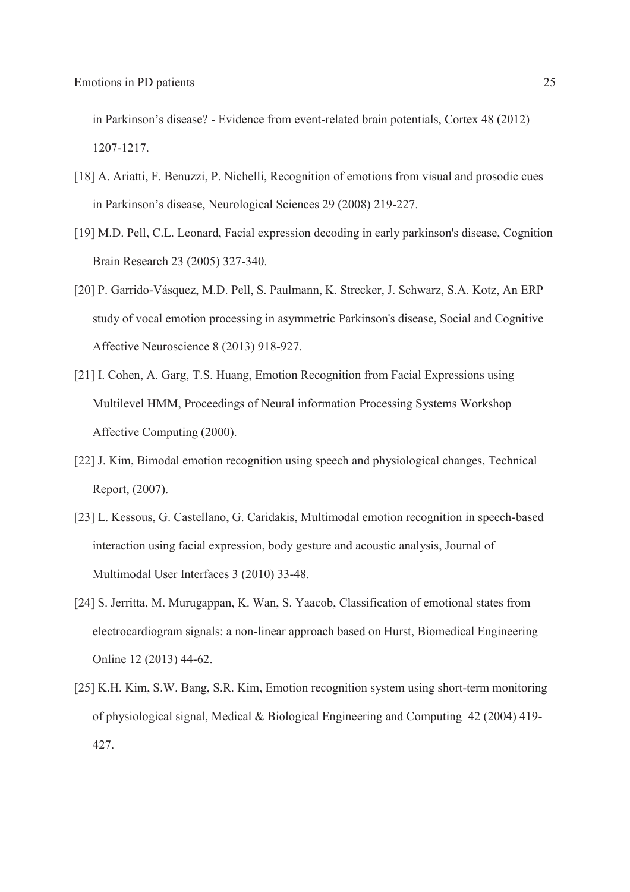in Parkinson's disease? - Evidence from event-related brain potentials, Cortex 48 (2012) 1207-1217.

[18] A. Ariatti, F. Benuzzi, P. Nichelli, Recognition of emotions from visual and prosodic cues in Parkinson's disease, Neurological Sciences 29 (2008) 219-227.

[19] M.D. Pell, C.L. Leonard, Facial expression decoding in early parkinson's disease, Cognition Brain Research 23 (2005) 327-340.

[20] P. Garrido-Vásquez, M.D. Pell, S. Paulmann, K. Strecker, J. Schwarz, S.A. Kotz, An ERP study of vocal emotion processing in asymmetric Parkinson's disease, Social and Cognitive Affective Neuroscience 8 (2013) 918-927.

[21] I. Cohen, A. Garg, T.S. Huang, Emotion Recognition from Facial Expressions using Multilevel HMM, Proceedings of Neural information Processing Systems Workshop Affective Computing (2000).

[22] J. Kim, Bimodal emotion recognition using speech and physiological changes, Technical Report, (2007).

[23] L. Kessous, G. Castellano, G. Caridakis, Multimodal emotion recognition in speech-based interaction using facial expression, body gesture and acoustic analysis, Journal of Multimodal User Interfaces 3 (2010) 33-48.

[24] S. Jerritta, M. Murugappan, K. Wan, S. Yaacob, Classification of emotional states from electrocardiogram signals: a non-linear approach based on Hurst, Biomedical Engineering Online 12 (2013) 44-62.

[25] K.H. Kim, S.W. Bang, S.R. Kim, Emotion recognition system using short-term monitoring of physiological signal, Medical & Biological Engineering and Computing 42 (2004) 419-427.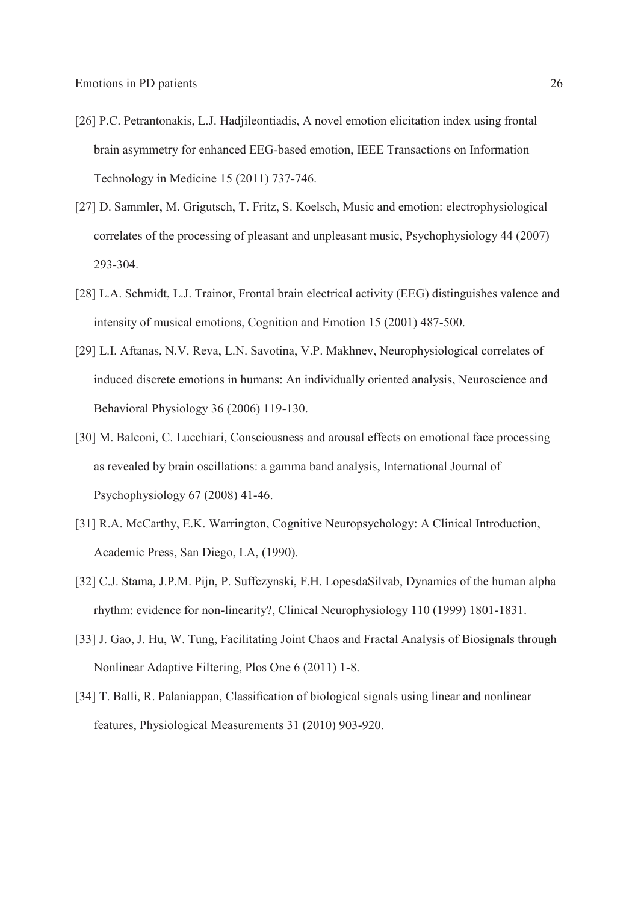[26] P.C. Petrantonakis, L.J. Hadjileontiadis, A novel emotion elicitation index using frontal brain asymmetry for enhanced EEG-based emotion, IEEE Transactions on Information Technology in Medicine 15 (2011) 737-746.

[27] D. Sammler, M. Grigutsch, T. Fritz, S. Koelsch, Music and emotion: electrophysiological correlates of the processing of pleasant and unpleasant music, Psychophysiology 44 (2007) 293-304.

[28] L.A. Schmidt, L.J. Trainor, Frontal brain electrical activity (EEG) distinguishes valence and intensity of musical emotions, Cognition and Emotion 15 (2001) 487-500.

[29] L.I. Aftanas, N.V. Reva, L.N. Savotina, V.P. Makhnev, Neurophysiological correlates of induced discrete emotions in humans: An individually oriented analysis, Neuroscience and Behavioral Physiology 36 (2006) 119-130.

[30] M. Balconi, C. Lucchiari, Consciousness and arousal effects on emotional face processing as revealed by brain oscillations: a gamma band analysis, International Journal of Psychophysiology 67 (2008) 41-46.

[31] R.A. McCarthy, E.K. Warrington, Cognitive Neuropsychology: A Clinical Introduction, Academic Press, San Diego, LA, (1990).

[32] C.J. Stama, J.P.M. Pijn, P. Suffczynski, F.H. LopesdaSilvab, Dynamics of the human alpha rhythm: evidence for non-linearity?, Clinical Neurophysiology 110 (1999) 1801-1831.

[33] J. Gao, J. Hu, W. Tung, Facilitating Joint Chaos and Fractal Analysis of Biosignals through Nonlinear Adaptive Filtering, Plos One 6 (2011) 1-8.

[34] T. Balli, R. Palaniappan, Classification of biological signals using linear and nonlinear features, Physiological Measurements 31 (2010) 903-920.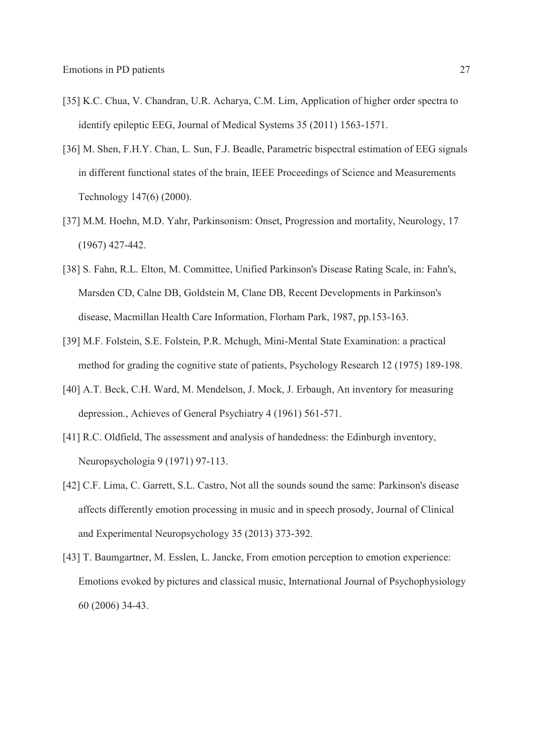[35] K.C. Chua, V. Chandran, U.R. Acharya, C.M. Lim, Application of higher order spectra to identify epileptic EEG, Journal of Medical Systems 35 (2011) 1563-1571.

[36] M. Shen, F.H.Y. Chan, L. Sun, F.J. Beadle, Parametric bispectral estimation of EEG signals in different functional states of the brain, IEEE Proceedings of Science and Measurements Technology 147(6) (2000).

[37] M.M. Hoehn, M.D. Yahr, Parkinsonism: Onset, Progression and mortality, Neurology, 17 (1967) 427-442.

[38] S. Fahn, R.L. Elton, M. Committee, Unified Parkinson's Disease Rating Scale, in: Fahn's, Marsden CD, Calne DB, Goldstein M, Clane DB, Recent Developments in Parkinson's disease, Macmillan Health Care Information, Florham Park, 1987, pp.153-163.

[39] M.F. Folstein, S.E. Folstein, P.R. Mchugh, Mini-Mental State Examination: a practical method for grading the cognitive state of patients, Psychology Research 12 (1975) 189-198.

[40] A.T. Beck, C.H. Ward, M. Mendelson, J. Mock, J. Erbaugh, An inventory for measuring depression., Achieves of General Psychiatry 4 (1961) 561-571.

[41] R.C. Oldfield, The assessment and analysis of handedness: the Edinburgh inventory, Neuropsychologia 9 (1971) 97-113.

[42] C.F. Lima, C. Garrett, S.L. Castro, Not all the sounds sound the same: Parkinson's disease affects differently emotion processing in music and in speech prosody, Journal of Clinical and Experimental Neuropsychology 35 (2013) 373-392.

[43] T. Baumgartner, M. Esslen, L. Jancke, From emotion perception to emotion experience: Emotions evoked by pictures and classical music, International Journal of Psychophysiology 60 (2006) 34-43.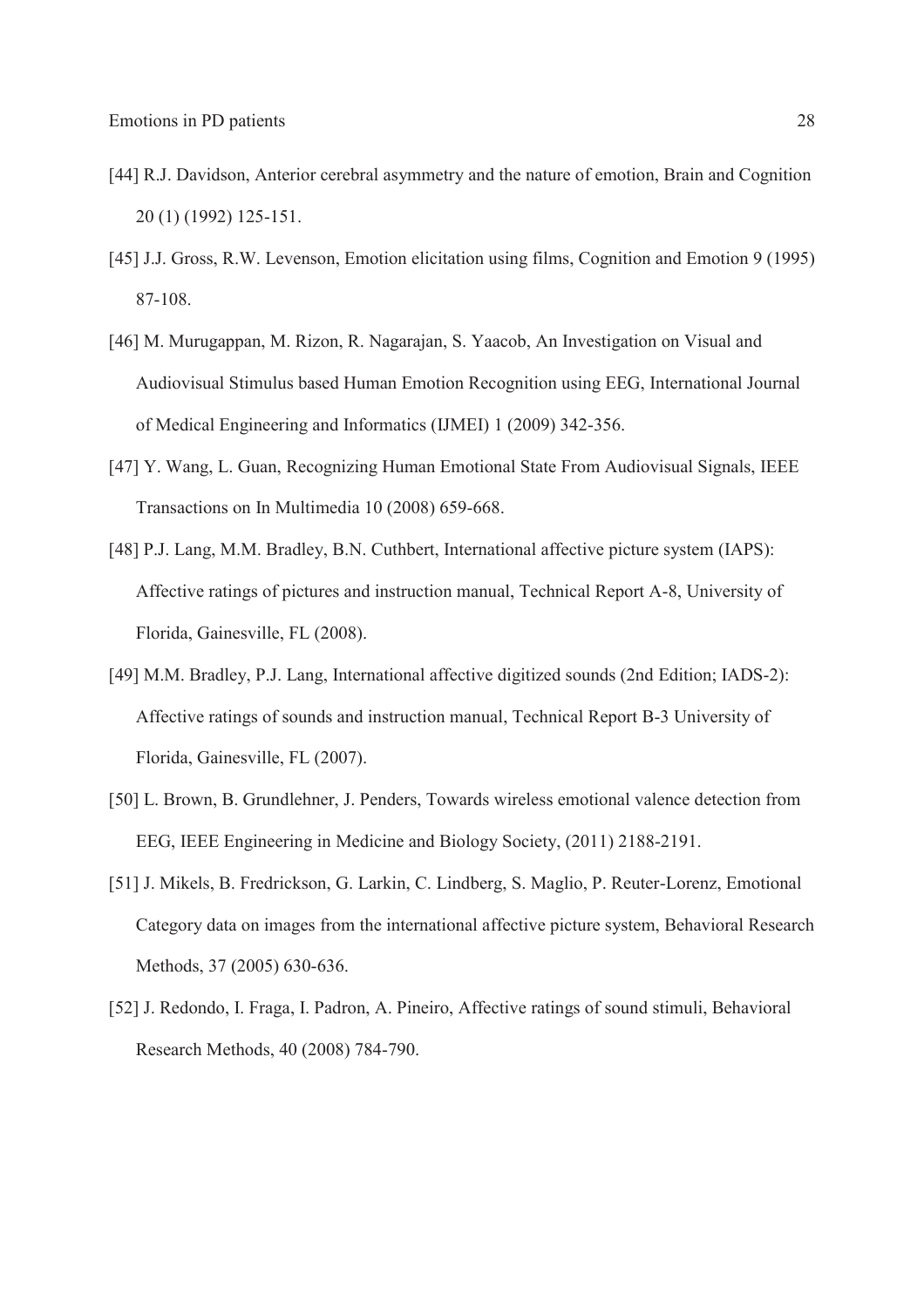[44] R.J. Davidson, Anterior cerebral asymmetry and the nature of emotion, Brain and Cognition 20 (1) (1992) 125-151.

[45] J.J. Gross, R.W. Levenson, Emotion elicitation using films, Cognition and Emotion 9 (1995) 87-108.

[46] M. Murugappan, M. Rizon, R. Nagarajan, S. Yaacob, An Investigation on Visual and Audiovisual Stimulus based Human Emotion Recognition using EEG, International Journal of Medical Engineering and Informatics (IJMEI) 1 (2009) 342-356.

[47] Y. Wang, L. Guan, Recognizing Human Emotional State From Audiovisual Signals, IEEE Transactions on In Multimedia 10 (2008) 659-668.

[48] P.J. Lang, M.M. Bradley, B.N. Cuthbert, International affective picture system (IAPS): Affective ratings of pictures and instruction manual, Technical Report A-8, University of Florida, Gainesville, FL (2008).

[49] M.M. Bradley, P.J. Lang, International affective digitized sounds (2nd Edition; IADS-2): Affective ratings of sounds and instruction manual, Technical Report B-3 University of Florida, Gainesville, FL (2007).

[50] L. Brown, B. Grundlehner, J. Penders, Towards wireless emotional valence detection from EEG, IEEE Engineering in Medicine and Biology Society, (2011) 2188-2191.

[51] J. Mikels, B. Fredrickson, G. Larkin, C. Lindberg, S. Maglio, P. Reuter-Lorenz, Emotional Category data on images from the international affective picture system, Behavioral Research Methods, 37 (2005) 630-636.

[52] J. Redondo, I. Fraga, I. Padron, A. Pineiro, Affective ratings of sound stimuli, Behavioral Research Methods, 40 (2008) 784-790.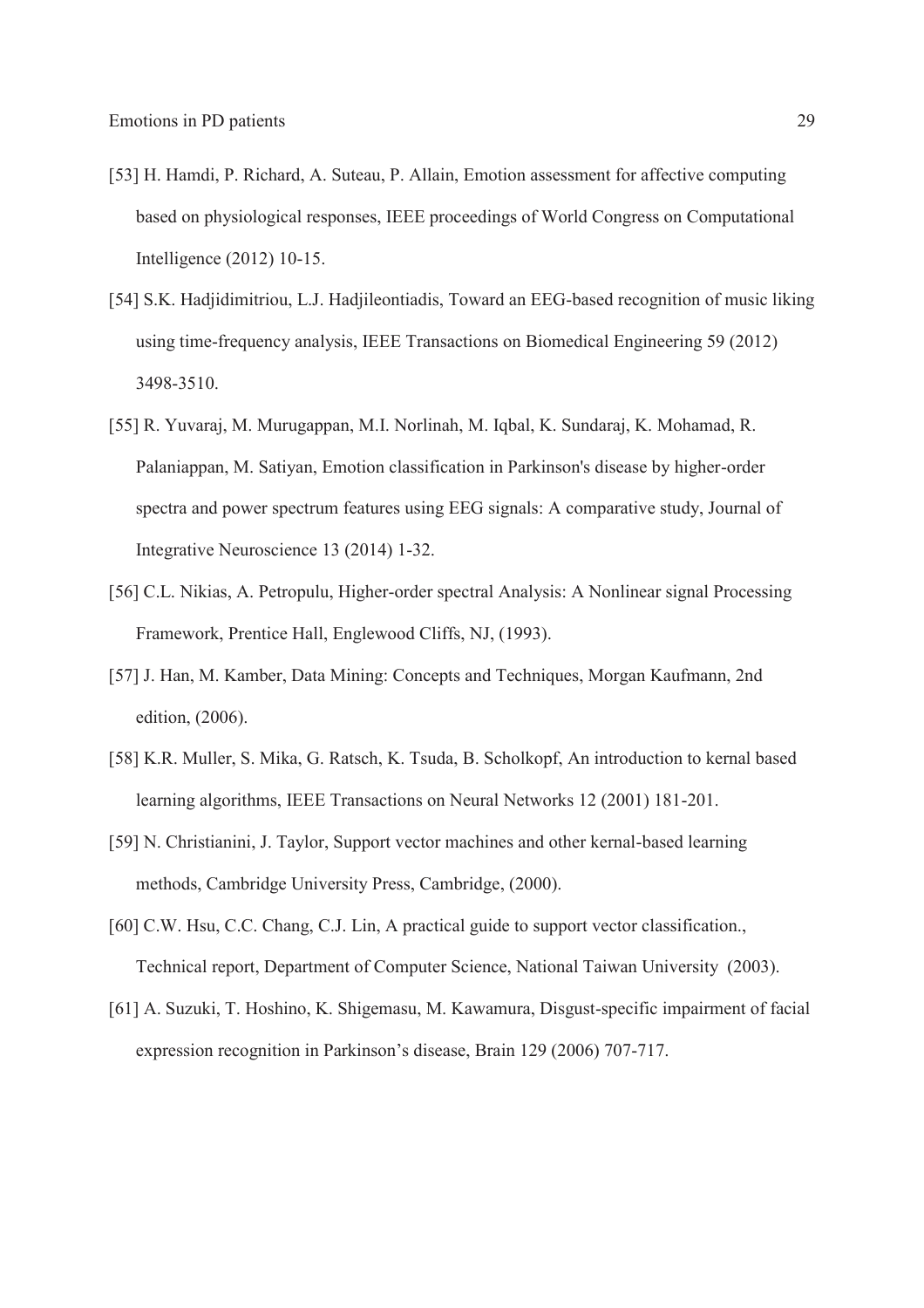[53] H. Hamdi, P. Richard, A. Suteau, P. Allain, Emotion assessment for affective computing based on physiological responses, IEEE proceedings of World Congress on Computational Intelligence (2012) 10-15.

[54] S.K. Hadjidimitriou, L.J. Hadjileontiadis, Toward an EEG-based recognition of music liking using time-frequency analysis, IEEE Transactions on Biomedical Engineering 59 (2012) 3498-3510.

[55] R. Yuvaraj, M. Murugappan, M.I. Norlinah, M. Iqbal, K. Sundaraj, K. Mohamad, R. Palaniappan, M. Satiyan, Emotion classification in Parkinson's disease by higher-order spectra and power spectrum features using EEG signals: A comparative study, Journal of Integrative Neuroscience 13 (2014) 1-32.

[56] C.L. Nikias, A. Petropulu, Higher-order spectral Analysis: A Nonlinear signal Processing Framework, Prentice Hall, Englewood Cliffs, NJ, (1993).

[57] J. Han, M. Kamber, Data Mining: Concepts and Techniques, Morgan Kaufmann, 2nd edition, (2006).

[58] K.R. Muller, S. Mika, G. Ratsch, K. Tsuda, B. Scholkopf, An introduction to kernal based learning algorithms, IEEE Transactions on Neural Networks 12 (2001) 181-201.

[59] N. Christianini, J. Taylor, Support vector machines and other kernal-based learning methods, Cambridge University Press, Cambridge, (2000).

[60] C.W. Hsu, C.C. Chang, C.J. Lin, A practical guide to support vector classification., Technical report, Department of Computer Science, National Taiwan University (2003).

[61] A. Suzuki, T. Hoshino, K. Shigemasu, M. Kawamura, Disgust-specific impairment of facial expression recognition in Parkinson's disease, Brain 129 (2006) 707-717.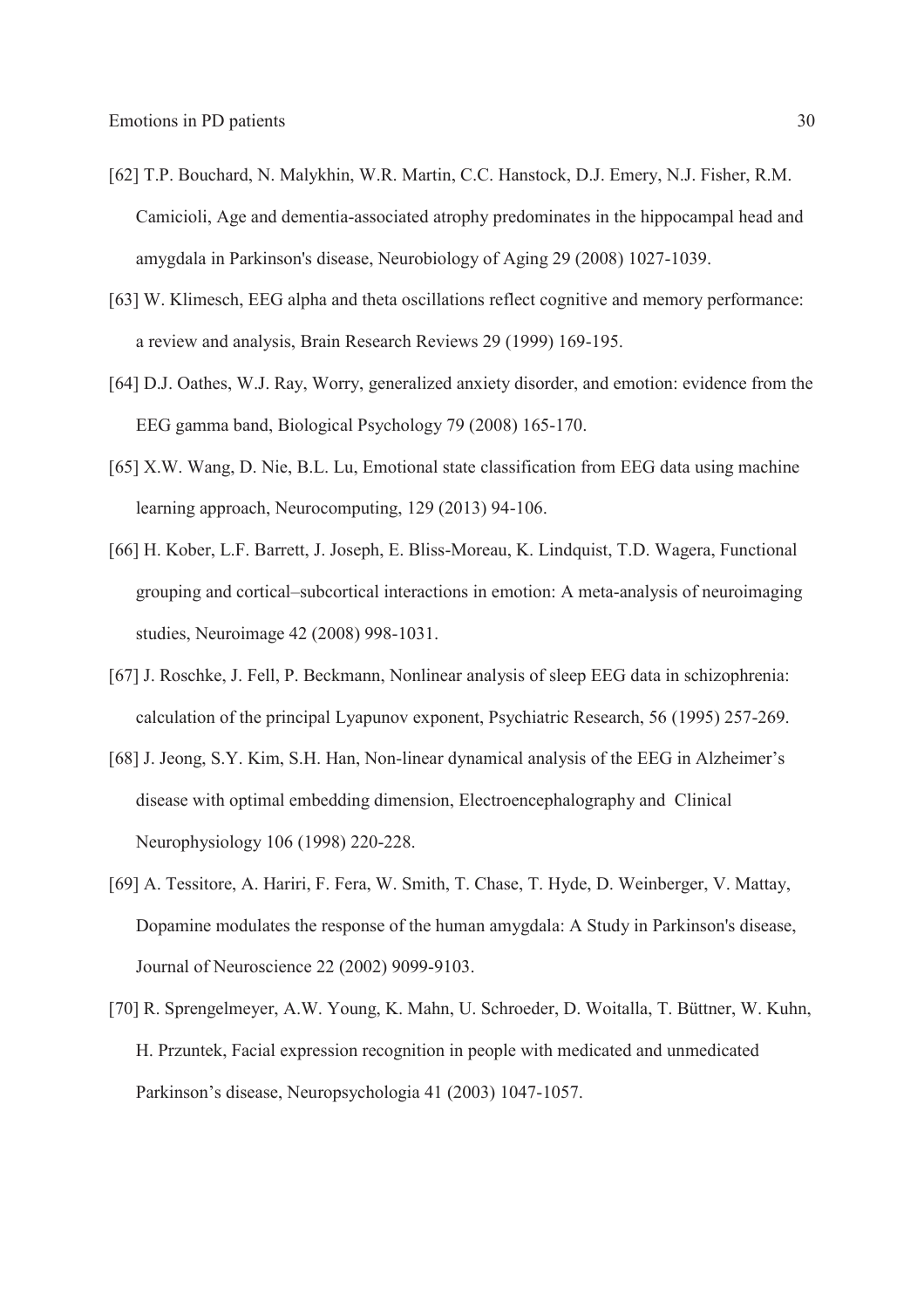[62] T.P. Bouchard, N. Malykhin, W.R. Martin, C.C. Hanstock, D.J. Emery, N.J. Fisher, R.M. Camicioli, Age and dementia-associated atrophy predominates in the hippocampal head and amygdala in Parkinson's disease, Neurobiology of Aging 29 (2008) 1027-1039.

[63] W. Klimesch, EEG alpha and theta oscillations reflect cognitive and memory performance: a review and analysis, Brain Research Reviews 29 (1999) 169-195.

[64] D.J. Oathes, W.J. Ray, Worry, generalized anxiety disorder, and emotion: evidence from the EEG gamma band, Biological Psychology 79 (2008) 165-170.

[65] X.W. Wang, D. Nie, B.L. Lu, Emotional state classification from EEG data using machine learning approach, Neurocomputing, 129 (2013) 94-106.

[66] H. Kober, L.F. Barrett, J. Joseph, E. Bliss-Moreau, K. Lindquist, T.D. Wagera, Functional grouping and cortical–subcortical interactions in emotion: A meta-analysis of neuroimaging studies, Neuroimage 42 (2008) 998-1031.

[67] J. Roschke, J. Fell, P. Beckmann, Nonlinear analysis of sleep EEG data in schizophrenia: calculation of the principal Lyapunov exponent, Psychiatric Research, 56 (1995) 257-269.

[68] J. Jeong, S.Y. Kim, S.H. Han, Non-linear dynamical analysis of the EEG in Alzheimer's disease with optimal embedding dimension, Electroencephalography and Clinical Neurophysiology 106 (1998) 220-228.

[69] A. Tessitore, A. Hariri, F. Fera, W. Smith, T. Chase, T. Hyde, D. Weinberger, V. Mattay, Dopamine modulates the response of the human amygdala: A Study in Parkinson's disease, Journal of Neuroscience 22 (2002) 9099-9103.

[70] R. Sprengelmeyer, A.W. Young, K. Mahn, U. Schroeder, D. Woitalla, T. Büttner, W. Kuhn, H. Przuntek, Facial expression recognition in people with medicated and unmedicated Parkinson's disease, Neuropsychologia 41 (2003) 1047-1057.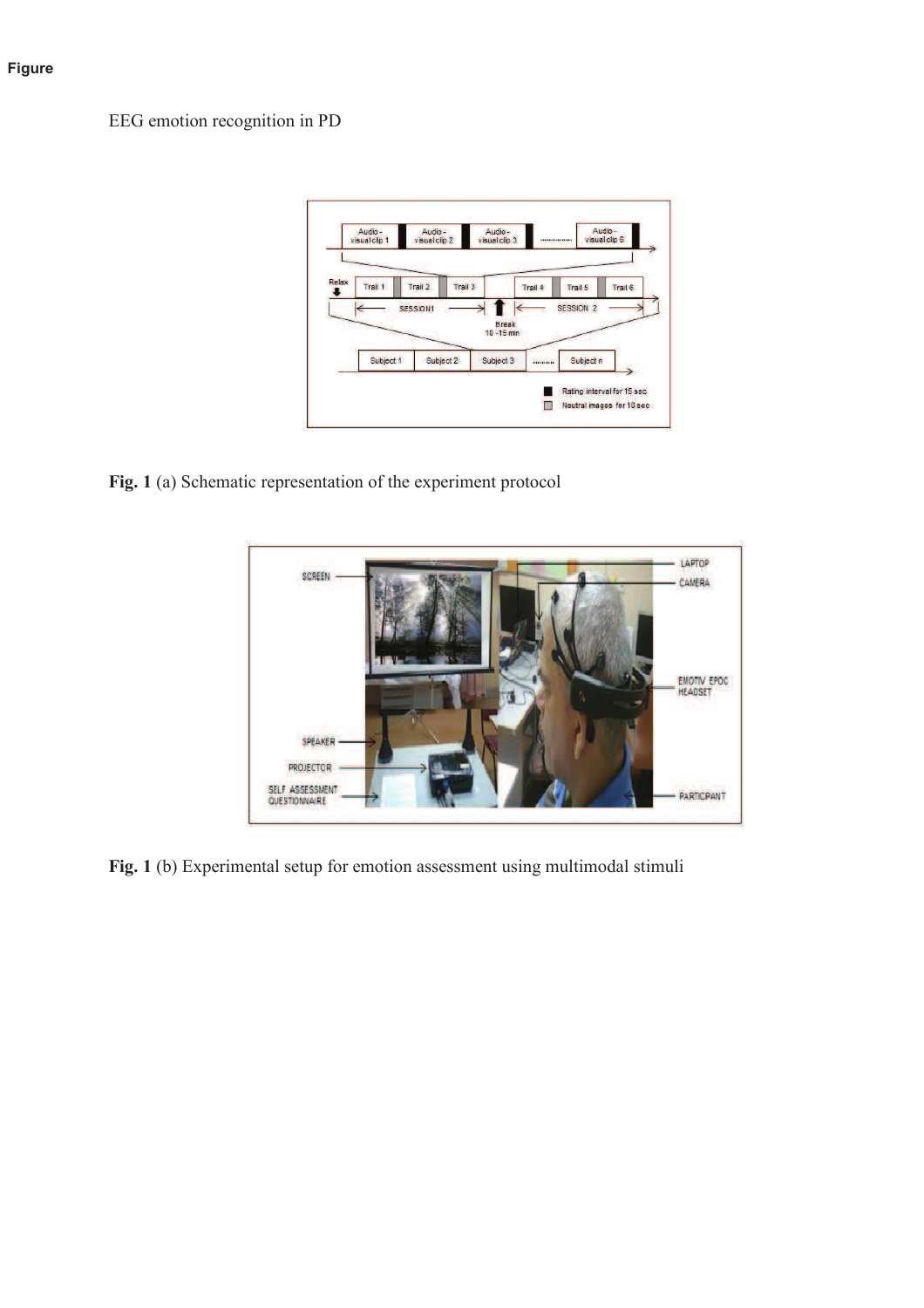**Figure**

EEG emotion recognition in PD

**Fig. 1** (a) Schematic representation of the experiment protocol

**Fig. 1** (b) Experimental setup for emotion assessment using multimodal stimuli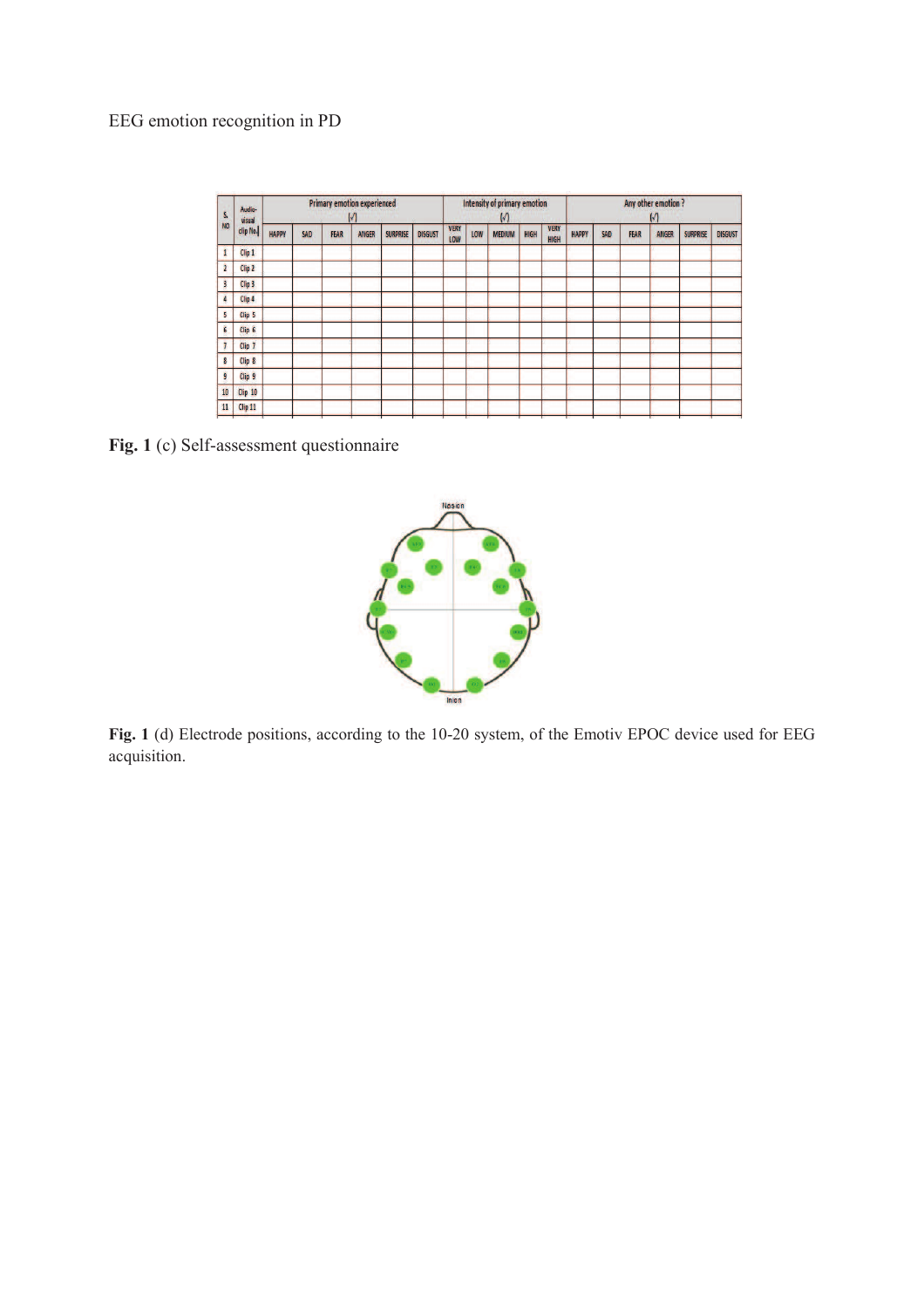EEG emotion recognition in PD

| S. NO | Audio-visual clip No. | Primary emotion experienced (√) | | | | | | Intensity of primary emotion (√) | | | | | Any other emotion? (√) | | | | | |
|---|---|---|---|---|---|---|---|---|---|---|---|---|---|---|---|---|---|---|
| | | HAPPY | SAD | FEAR | ANGER | SURPRISE | DISGUST | VERY LOW | LOW | MEDIUM | HIGH | VERY HIGH | HAPPY | SAD | FEAR | ANGER | SURPRISE | DISGUST |
| 1 | Clip 1 | | | | | | | | | | | | | | | | | |
| 2 | Clip 2 | | | | | | | | | | | | | | | | | |
| 3 | Clip 3 | | | | | | | | | | | | | | | | | |
| 4 | Clip 4 | | | | | | | | | | | | | | | | | |
| 5 | Clip 5 | | | | | | | | | | | | | | | | | |
| 6 | Clip 6 | | | | | | | | | | | | | | | | | |
| 7 | Clip 7 | | | | | | | | | | | | | | | | | |
| 8 | Clip 8 | | | | | | | | | | | | | | | | | |
| 9 | Clip 9 | | | | | | | | | | | | | | | | | |
| 10 | Clip 10 | | | | | | | | | | | | | | | | | |
| 11 | Clip 11 | | | | | | | | | | | | | | | | | |

**Fig. 1** (c) Self-assessment questionnaire

**Fig. 1** (d) Electrode positions, according to the 10-20 system, of the Emotiv EPOC device used for EEG acquisition.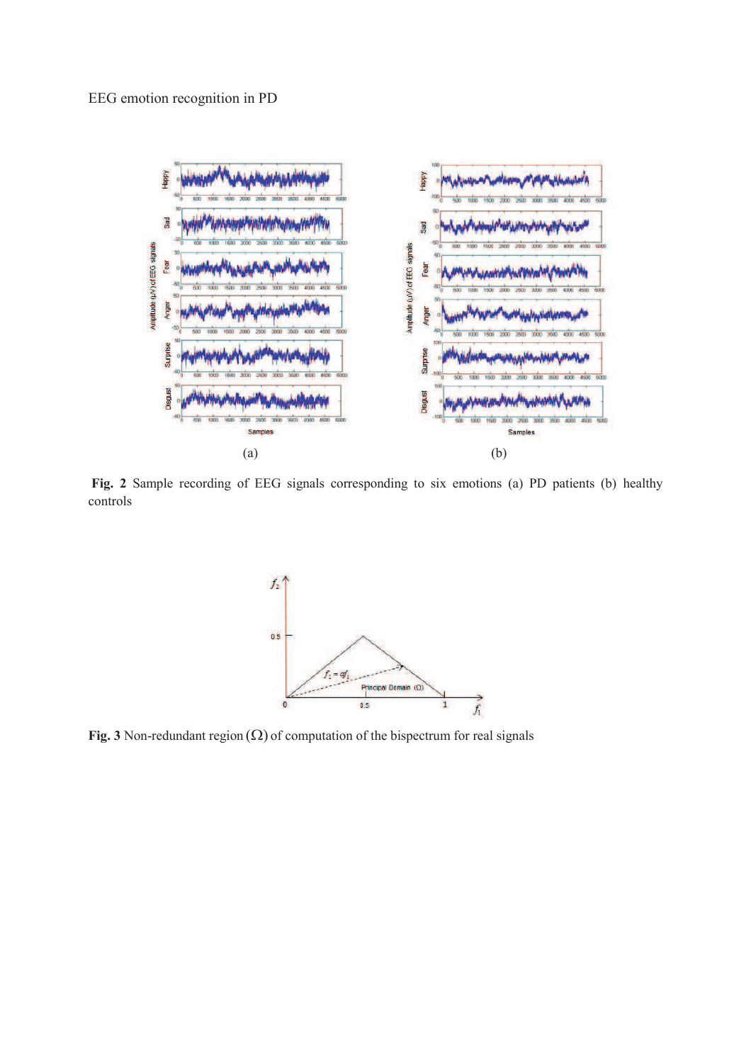**Fig. 2** Sample recording of EEG signals corresponding to six emotions (a) PD patients (b) healthy controls

**Fig. 3** Non-redundant region $(\Omega)$ of computation of the bispectrum for real signals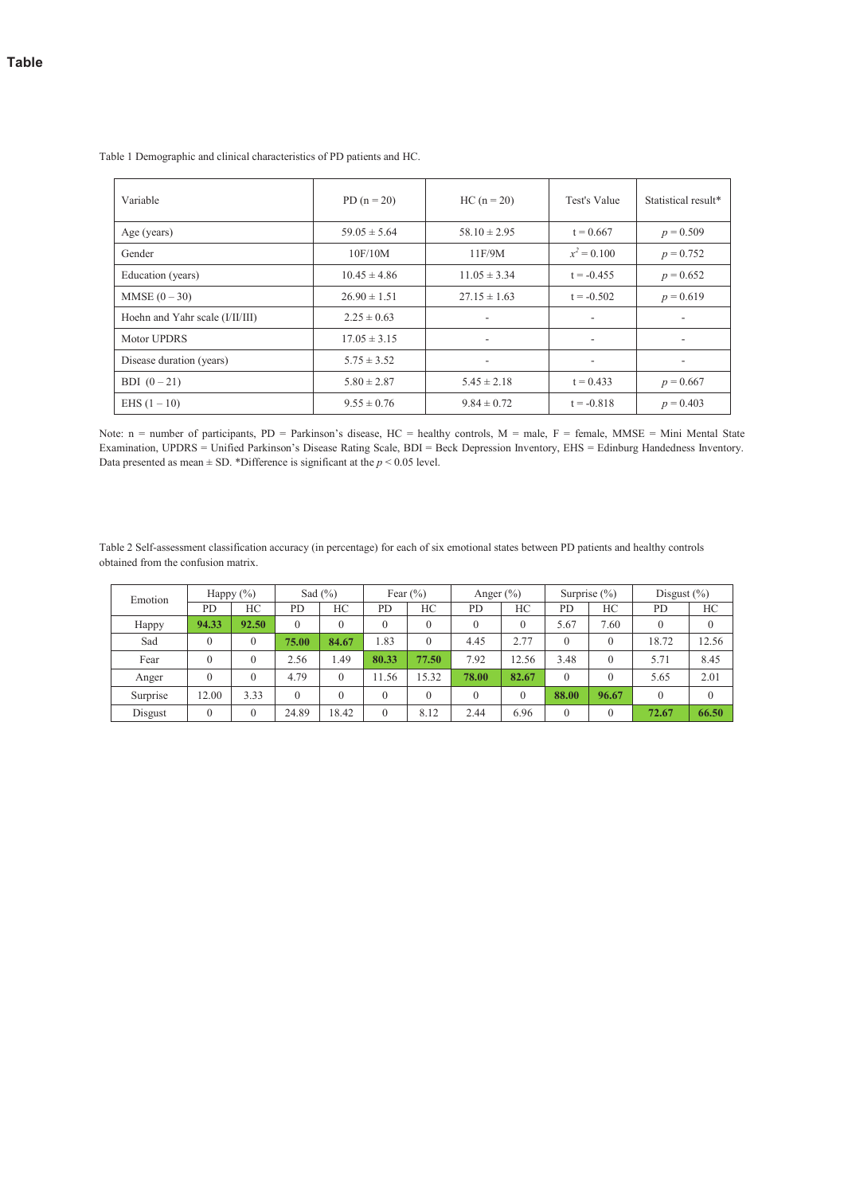# Table

Table 1 Demographic and clinical characteristics of PD patients and HC.

| Variable | PD (n = 20) | HC (n = 20) | Test's Value | Statistical result* |
|---|---|---|---|---|
| Age (years) | 59.05 ± 5.64 | 58.10 ± 2.95 | t = 0.667 | $p = 0.509$ |
| Gender | 10F/10M | 11F/9M | $x^2 = 0.100$ | $p = 0.752$ |
| Education (years) | 10.45 ± 4.86 | 11.05 ± 3.34 | t = -0.455 | $p = 0.652$ |
| MMSE (0 – 30) | 26.90 ± 1.51 | 27.15 ± 1.63 | t = -0.502 | $p = 0.619$ |
| Hoehn and Yahr scale (I/II/III) | 2.25 ± 0.63 | - | - | - |
| Motor UPDRS | 17.05 ± 3.15 | - | - | - |
| Disease duration (years) | 5.75 ± 3.52 | - | - | - |
| BDI (0 – 21) | 5.80 ± 2.87 | 5.45 ± 2.18 | t = 0.433 | $p = 0.667$ |
| EHS (1 – 10) | 9.55 ± 0.76 | 9.84 ± 0.72 | t = -0.818 | $p = 0.403$ |

Note: n = number of participants, PD = Parkinson's disease, HC = healthy controls, M = male, F = female, MMSE = Mini Mental State Examination, UPDRS = Unified Parkinson's Disease Rating Scale, BDI = Beck Depression Inventory, EHS = Edinburg Handedness Inventory. Data presented as mean ± SD. *Difference is significant at the $p < 0.05$ level.

Table 2 Self-assessment classification accuracy (in percentage) for each of six emotional states between PD patients and healthy controls obtained from the confusion matrix.

| Emotion | Happy (%) | | Sad (%) | | Fear (%) | | Anger (%) | | Surprise (%) | | Disgust (%) | |
|---|---|---|---|---|---|---|---|---|---|---|---|---|
| | PD | HC | PD | HC | PD | HC | PD | HC | PD | HC | PD | HC |
| Happy | **94.33** | **92.50** | 0 | 0 | 0 | 0 | 0 | 0 | 5.67 | 7.60 | 0 | 0 |
| Sad | 0 | 0 | **75.00** | **84.67** | 1.83 | 0 | 4.45 | 2.77 | 0 | 0 | 18.72 | 12.56 |
| Fear | 0 | 0 | 2.56 | 1.49 | **80.33** | **77.50** | 7.92 | 12.56 | 3.48 | 0 | 5.71 | 8.45 |
| Anger | 0 | 0 | 4.79 | 0 | 11.56 | 15.32 | **78.00** | **82.67** | 0 | 0 | 5.65 | 2.01 |
| Surprise | 12.00 | 3.33 | 0 | 0 | 0 | 0 | 0 | 0 | **88.00** | **96.67** | 0 | 0 |
| Disgust | 0 | 0 | 24.89 | 18.42 | 0 | 8.12 | 2.44 | 6.96 | 0 | 0 | **72.67** | **66.50** |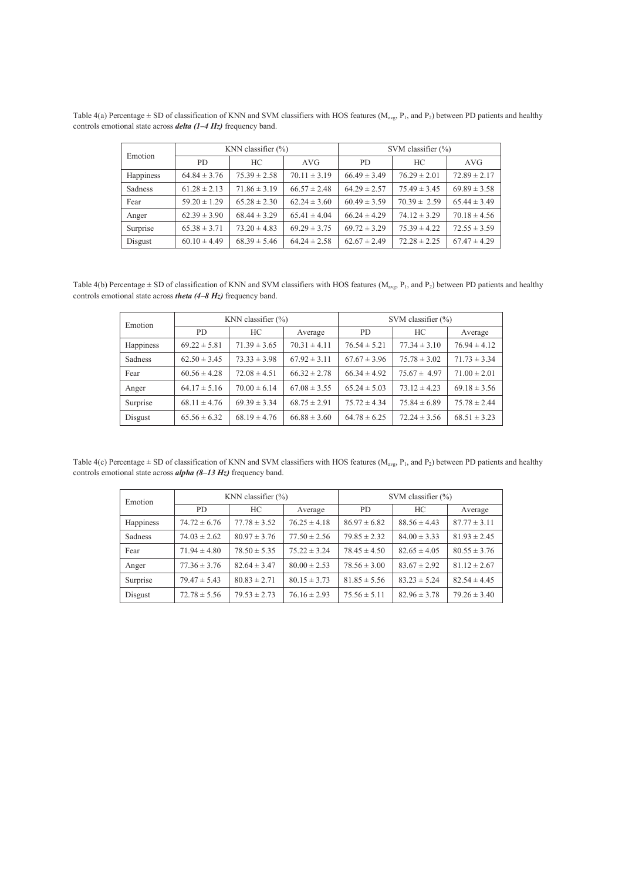Table 4(a) Percentage ± SD of classification of KNN and SVM classifiers with HOS features ($M_{avg}$, $P_1$, and $P_2$) between PD patients and healthy controls emotional state across ***delta (1–4 Hz)*** frequency band.

| Emotion | KNN classifier (%) | | | SVM classifier (%) | | |
|---|---|---|---|---|---|---|
| | PD | HC | AVG | PD | HC | AVG |
| Happiness | 64.84 ± 3.76 | 75.39 ± 2.58 | 70.11 ± 3.19 | 66.49 ± 3.49 | 76.29 ± 2.01 | 72.89 ± 2.17 |
| Sadness | 61.28 ± 2.13 | 71.86 ± 3.19 | 66.57 ± 2.48 | 64.29 ± 2.57 | 75.49 ± 3.45 | 69.89 ± 3.58 |
| Fear | 59.20 ± 1.29 | 65.28 ± 2.30 | 62.24 ± 3.60 | 60.49 ± 3.59 | 70.39 ± 2.59 | 65.44 ± 3.49 |
| Anger | 62.39 ± 3.90 | 68.44 ± 3.29 | 65.41 ± 4.04 | 66.24 ± 4.29 | 74.12 ± 3.29 | 70.18 ± 4.56 |
| Surprise | 65.38 ± 3.71 | 73.20 ± 4.83 | 69.29 ± 3.75 | 69.72 ± 3.29 | 75.39 ± 4.22 | 72.55 ± 3.59 |
| Disgust | 60.10 ± 4.49 | 68.39 ± 5.46 | 64.24 ± 2.58 | 62.67 ± 2.49 | 72.28 ± 2.25 | 67.47 ± 4.29 |

Table 4(b) Percentage ± SD of classification of KNN and SVM classifiers with HOS features ($M_{avg}$, $P_1$, and $P_2$) between PD patients and healthy controls emotional state across ***theta (4–8 Hz)*** frequency band.

| Emotion | KNN classifier (%) | | | SVM classifier (%) | | |
|---|---|---|---|---|---|---|
| | PD | HC | Average | PD | HC | Average |
| Happiness | 69.22 ± 5.81 | 71.39 ± 3.65 | 70.31 ± 4.11 | 76.54 ± 5.21 | 77.34 ± 3.10 | 76.94 ± 4.12 |
| Sadness | 62.50 ± 3.45 | 73.33 ± 3.98 | 67.92 ± 3.11 | 67.67 ± 3.96 | 75.78 ± 3.02 | 71.73 ± 3.34 |
| Fear | 60.56 ± 4.28 | 72.08 ± 4.51 | 66.32 ± 2.78 | 66.34 ± 4.92 | 75.67 ± 4.97 | 71.00 ± 2.01 |
| Anger | 64.17 ± 5.16 | 70.00 ± 6.14 | 67.08 ± 3.55 | 65.24 ± 5.03 | 73.12 ± 4.23 | 69.18 ± 3.56 |
| Surprise | 68.11 ± 4.76 | 69.39 ± 3.34 | 68.75 ± 2.91 | 75.72 ± 4.34 | 75.84 ± 6.89 | 75.78 ± 2.44 |
| Disgust | 65.56 ± 6.32 | 68.19 ± 4.76 | 66.88 ± 3.60 | 64.78 ± 6.25 | 72.24 ± 3.56 | 68.51 ± 3.23 |

Table 4(c) Percentage ± SD of classification of KNN and SVM classifiers with HOS features ($M_{avg}$, $P_1$, and $P_2$) between PD patients and healthy controls emotional state across ***alpha (8–13 Hz)*** frequency band.

| Emotion | KNN classifier (%) | | | SVM classifier (%) | | |
|---|---|---|---|---|---|---|
| | PD | HC | Average | PD | HC | Average |
| Happiness | 74.72 ± 6.76 | 77.78 ± 3.52 | 76.25 ± 4.18 | 86.97 ± 6.82 | 88.56 ± 4.43 | 87.77 ± 3.11 |
| Sadness | 74.03 ± 2.62 | 80.97 ± 3.76 | 77.50 ± 2.56 | 79.85 ± 2.32 | 84.00 ± 3.33 | 81.93 ± 2.45 |
| Fear | 71.94 ± 4.80 | 78.50 ± 5.35 | 75.22 ± 3.24 | 78.45 ± 4.50 | 82.65 ± 4.05 | 80.55 ± 3.76 |
| Anger | 77.36 ± 3.76 | 82.64 ± 3.47 | 80.00 ± 2.53 | 78.56 ± 3.00 | 83.67 ± 2.92 | 81.12 ± 2.67 |
| Surprise | 79.47 ± 5.43 | 80.83 ± 2.71 | 80.15 ± 3.73 | 81.85 ± 5.56 | 83.23 ± 5.24 | 82.54 ± 4.45 |
| Disgust | 72.78 ± 5.56 | 79.53 ± 2.73 | 76.16 ± 2.93 | 75.56 ± 5.11 | 82.96 ± 3.78 | 79.26 ± 3.40 |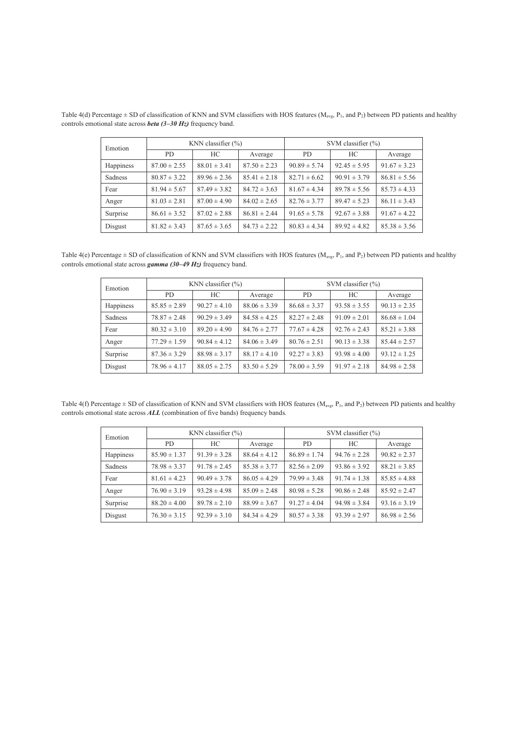Table 4(d) Percentage ± SD of classification of KNN and SVM classifiers with HOS features ($M_{avg}$, $P_1$, and $P_2$) between PD patients and healthy controls emotional state across ***beta (3–30 Hz)*** frequency band.

| Emotion | KNN classifier (%) | | | SVM classifier (%) | | |
|---|---|---|---|---|---|---|
| | PD | HC | Average | PD | HC | Average |
| Happiness | 87.00 ± 2.55 | 88.01 ± 3.41 | 87.50 ± 2.23 | 90.89 ± 5.74 | 92.45 ± 5.95 | 91.67 ± 3.23 |
| Sadness | 80.87 ± 3.22 | 89.96 ± 2.36 | 85.41 ± 2.18 | 82.71 ± 6.62 | 90.91 ± 3.79 | 86.81 ± 5.56 |
| Fear | 81.94 ± 5.67 | 87.49 ± 3.82 | 84.72 ± 3.63 | 81.67 ± 4.34 | 89.78 ± 5.56 | 85.73 ± 4.33 |
| Anger | 81.03 ± 2.81 | 87.00 ± 4.90 | 84.02 ± 2.65 | 82.76 ± 3.77 | 89.47 ± 5.23 | 86.11 ± 3.43 |
| Surprise | 86.61 ± 3.52 | 87.02 ± 2.88 | 86.81 ± 2.44 | 91.65 ± 5.78 | 92.67 ± 3.88 | 91.67 ± 4.22 |
| Disgust | 81.82 ± 3.43 | 87.65 ± 3.65 | 84.73 ± 2.22 | 80.83 ± 4.34 | 89.92 ± 4.82 | 85.38 ± 3.56 |

Table 4(e) Percentage ± SD of classification of KNN and SVM classifiers with HOS features ($M_{avg}$, $P_1$, and $P_2$) between PD patients and healthy controls emotional state across ***gamma (30–49 Hz)*** frequency band.

| Emotion | KNN classifier (%) | | | SVM classifier (%) | | |
|---|---|---|---|---|---|---|
| | PD | HC | Average | PD | HC | Average |
| Happiness | 85.85 ± 2.89 | 90.27 ± 4.10 | 88.06 ± 3.39 | 86.68 ± 3.37 | 93.58 ± 3.55 | 90.13 ± 2.35 |
| Sadness | 78.87 ± 2.48 | 90.29 ± 3.49 | 84.58 ± 4.25 | 82.27 ± 2.48 | 91.09 ± 2.01 | 86.68 ± 1.04 |
| Fear | 80.32 ± 3.10 | 89.20 ± 4.90 | 84.76 ± 2.77 | 77.67 ± 4.28 | 92.76 ± 2.43 | 85.21 ± 3.88 |
| Anger | 77.29 ± 1.59 | 90.84 ± 4.12 | 84.06 ± 3.49 | 80.76 ± 2.51 | 90.13 ± 3.38 | 85.44 ± 2.57 |
| Surprise | 87.36 ± 3.29 | 88.98 ± 3.17 | 88.17 ± 4.10 | 92.27 ± 3.83 | 93.98 ± 4.00 | 93.12 ± 1.25 |
| Disgust | 78.96 ± 4.17 | 88.05 ± 2.75 | 83.50 ± 5.29 | 78.00 ± 3.59 | 91.97 ± 2.18 | 84.98 ± 2.58 |

Table 4(f) Percentage ± SD of classification of KNN and SVM classifiers with HOS features ($M_{avg}$, $P_1$, and $P_2$) between PD patients and healthy controls emotional state across ***ALL*** (combination of five bands) frequency bands.

| Emotion | KNN classifier (%) | | | SVM classifier (%) | | |
|---|---|---|---|---|---|---|
| | PD | HC | Average | PD | HC | Average |
| Happiness | 85.90 ± 1.37 | 91.39 ± 3.28 | 88.64 ± 4.12 | 86.89 ± 1.74 | 94.76 ± 2.28 | 90.82 ± 2.37 |
| Sadness | 78.98 ± 3.37 | 91.78 ± 2.45 | 85.38 ± 3.77 | 82.56 ± 2.09 | 93.86 ± 3.92 | 88.21 ± 3.85 |
| Fear | 81.61 ± 4.23 | 90.49 ± 3.78 | 86.05 ± 4.29 | 79.99 ± 3.48 | 91.74 ± 1.38 | 85.85 ± 4.88 |
| Anger | 76.90 ± 3.19 | 93.28 ± 4.98 | 85.09 ± 2.48 | 80.98 ± 5.28 | 90.86 ± 2.48 | 85.92 ± 2.47 |
| Surprise | 88.20 ± 4.00 | 89.78 ± 2.10 | 88.99 ± 3.67 | 91.27 ± 4.04 | 94.98 ± 3.84 | 93.16 ± 3.19 |
| Disgust | 76.30 ± 3.15 | 92.39 ± 3.10 | 84.34 ± 4.29 | 80.57 ± 3.38 | 93.39 ± 2.97 | 86.98 ± 2.56 |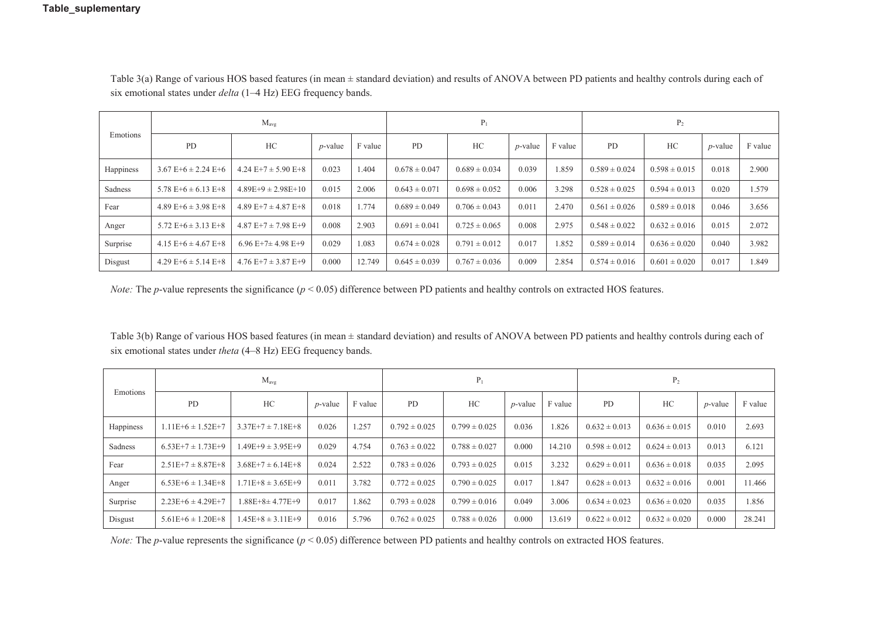**Table_suplementary**

Table 3(a) Range of various HOS based features (in mean ± standard deviation) and results of ANOVA between PD patients and healthy controls during each of six emotional states under *delta* (1–4 Hz) EEG frequency bands.

| Emotions | $M_{avg}$ | | | | $P_1$ | | | | $P_2$ | | | |
|---|---|---|---|---|---|---|---|---|---|---|---|---|
| | PD | HC | *p*-value | F value | PD | HC | *p*-value | F value | PD | HC | *p*-value | F value |
| Happiness | 3.67 E+6 ± 2.24 E+6 | 4.24 E+7 ± 5.90 E+8 | 0.023 | 1.404 | 0.678 ± 0.047 | 0.689 ± 0.034 | 0.039 | 1.859 | 0.589 ± 0.024 | 0.598 ± 0.015 | 0.018 | 2.900 |
| Sadness | 5.78 E+6 ± 6.13 E+8 | 4.89E+9 ± 2.98E+10 | 0.015 | 2.006 | 0.643 ± 0.071 | 0.698 ± 0.052 | 0.006 | 3.298 | 0.528 ± 0.025 | 0.594 ± 0.013 | 0.020 | 1.579 |
| Fear | 4.89 E+6 ± 3.98 E+8 | 4.89 E+7 ± 4.87 E+8 | 0.018 | 1.774 | 0.689 ± 0.049 | 0.706 ± 0.043 | 0.011 | 2.470 | 0.561 ± 0.026 | 0.589 ± 0.018 | 0.046 | 3.656 |
| Anger | 5.72 E+6 ± 3.13 E+8 | 4.87 E+7 ± 7.98 E+9 | 0.008 | 2.903 | 0.691 ± 0.041 | 0.725 ± 0.065 | 0.008 | 2.975 | 0.548 ± 0.022 | 0.632 ± 0.016 | 0.015 | 2.072 |
| Surprise | 4.15 E+6 ± 4.67 E+8 | 6.96 E+7± 4.98 E+9 | 0.029 | 1.083 | 0.674 ± 0.028 | 0.791 ± 0.012 | 0.017 | 1.852 | 0.589 ± 0.014 | 0.636 ± 0.020 | 0.040 | 3.982 |
| Disgust | 4.29 E+6 ± 5.14 E+8 | 4.76 E+7 ± 3.87 E+9 | 0.000 | 12.749 | 0.645 ± 0.039 | 0.767 ± 0.036 | 0.009 | 2.854 | 0.574 ± 0.016 | 0.601 ± 0.020 | 0.017 | 1.849 |

*Note:* The *p*-value represents the significance ($p < 0.05$) difference between PD patients and healthy controls on extracted HOS features.

Table 3(b) Range of various HOS based features (in mean ± standard deviation) and results of ANOVA between PD patients and healthy controls during each of six emotional states under *theta* (4–8 Hz) EEG frequency bands.

| Emotions | $M_{avg}$ | | | | $P_1$ | | | | $P_2$ | | | |
|---|---|---|---|---|---|---|---|---|---|---|---|---|
| | PD | HC | *p*-value | F value | PD | HC | *p*-value | F value | PD | HC | *p*-value | F value |
| Happiness | 1.11E+6 ± 1.52E+7 | 3.37E+7 ± 7.18E+8 | 0.026 | 1.257 | 0.792 ± 0.025 | 0.799 ± 0.025 | 0.036 | 1.826 | 0.632 ± 0.013 | 0.636 ± 0.015 | 0.010 | 2.693 |
| Sadness | 6.53E+7 ± 1.73E+9 | 1.49E+9 ± 3.95E+9 | 0.029 | 4.754 | 0.763 ± 0.022 | 0.788 ± 0.027 | 0.000 | 14.210 | 0.598 ± 0.012 | 0.624 ± 0.013 | 0.013 | 6.121 |
| Fear | 2.51E+7 ± 8.87E+8 | 3.68E+7 ± 6.14E+8 | 0.024 | 2.522 | 0.783 ± 0.026 | 0.793 ± 0.025 | 0.015 | 3.232 | 0.629 ± 0.011 | 0.636 ± 0.018 | 0.035 | 2.095 |
| Anger | 6.53E+6 ± 1.34E+8 | 1.71E+8 ± 3.65E+9 | 0.011 | 3.782 | 0.772 ± 0.025 | 0.790 ± 0.025 | 0.017 | 1.847 | 0.628 ± 0.013 | 0.632 ± 0.016 | 0.001 | 11.466 |
| Surprise | 2.23E+6 ± 4.29E+7 | 1.88E+8± 4.77E+9 | 0.017 | 1.862 | 0.793 ± 0.028 | 0.799 ± 0.016 | 0.049 | 3.006 | 0.634 ± 0.023 | 0.636 ± 0.020 | 0.035 | 1.856 |
| Disgust | 5.61E+6 ± 1.20E+8 | 1.45E+8 ± 3.11E+9 | 0.016 | 5.796 | 0.762 ± 0.025 | 0.788 ± 0.026 | 0.000 | 13.619 | 0.622 ± 0.012 | 0.632 ± 0.020 | 0.000 | 28.241 |

*Note:* The *p*-value represents the significance ($p < 0.05$) difference between PD patients and healthy controls on extracted HOS features.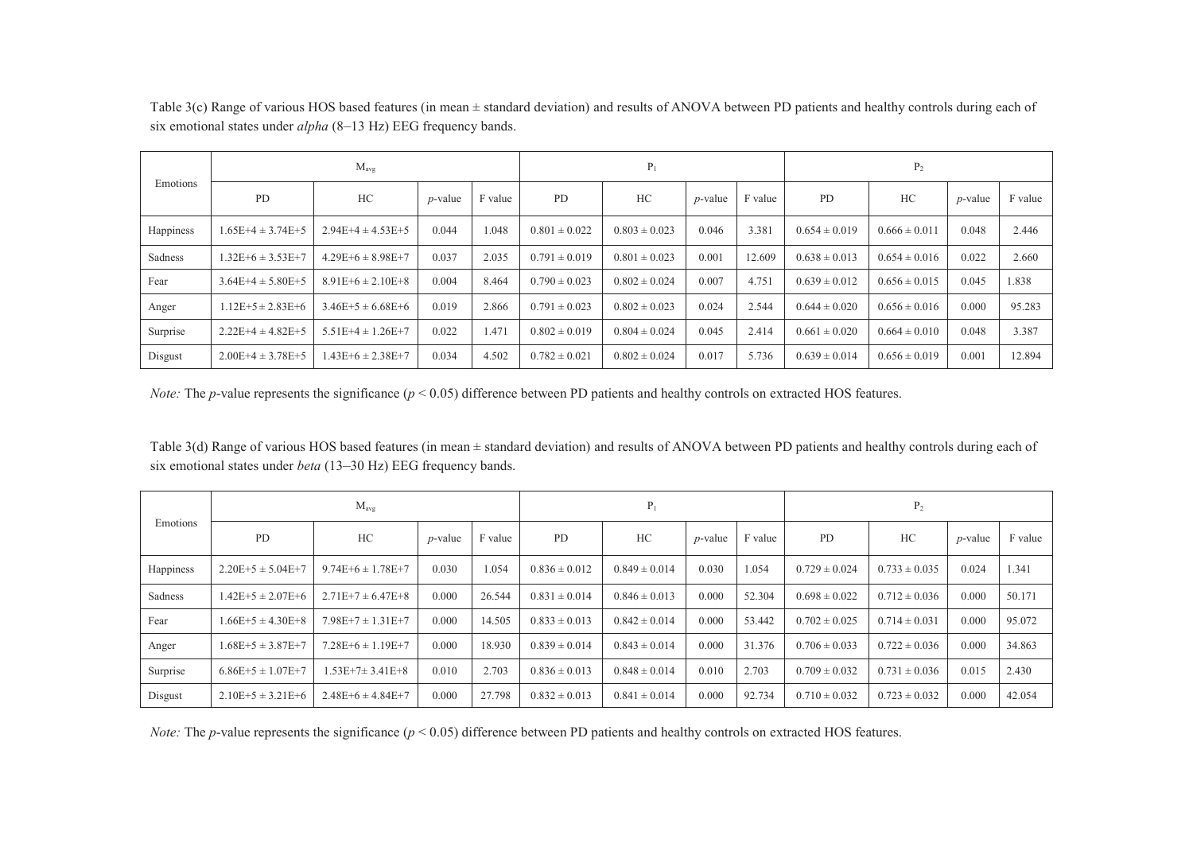Table 3(c) Range of various HOS based features (in mean ± standard deviation) and results of ANOVA between PD patients and healthy controls during each of six emotional states under *alpha* (8–13 Hz) EEG frequency bands.

| Emotions | $M_{avg}$ | | | | $P_1$ | | | | $P_2$ | | | |
|---|---|---|---|---|---|---|---|---|---|---|---|---|
| | PD | HC | *p*-value | F value | PD | HC | *p*-value | F value | PD | HC | *p*-value | F value |
| Happiness | 1.65E+4 ± 3.74E+5 | 2.94E+4 ± 4.53E+5 | 0.044 | 1.048 | 0.801 ± 0.022 | 0.803 ± 0.023 | 0.046 | 3.381 | 0.654 ± 0.019 | 0.666 ± 0.011 | 0.048 | 2.446 |
| Sadness | 1.32E+6 ± 3.53E+7 | 4.29E+6 ± 8.98E+7 | 0.037 | 2.035 | 0.791 ± 0.019 | 0.801 ± 0.023 | 0.001 | 12.609 | 0.638 ± 0.013 | 0.654 ± 0.016 | 0.022 | 2.660 |
| Fear | 3.64E+4 ± 5.80E+5 | 8.91E+6 ± 2.10E+8 | 0.004 | 8.464 | 0.790 ± 0.023 | 0.802 ± 0.024 | 0.007 | 4.751 | 0.639 ± 0.012 | 0.656 ± 0.015 | 0.045 | 1.838 |
| Anger | 1.12E+5 ± 2.83E+6 | 3.46E+5 ± 6.68E+6 | 0.019 | 2.866 | 0.791 ± 0.023 | 0.802 ± 0.023 | 0.024 | 2.544 | 0.644 ± 0.020 | 0.656 ± 0.016 | 0.000 | 95.283 |
| Surprise | 2.22E+4 ± 4.82E+5 | 5.51E+4 ± 1.26E+7 | 0.022 | 1.471 | 0.802 ± 0.019 | 0.804 ± 0.024 | 0.045 | 2.414 | 0.661 ± 0.020 | 0.664 ± 0.010 | 0.048 | 3.387 |
| Disgust | 2.00E+4 ± 3.78E+5 | 1.43E+6 ± 2.38E+7 | 0.034 | 4.502 | 0.782 ± 0.021 | 0.802 ± 0.024 | 0.017 | 5.736 | 0.639 ± 0.014 | 0.656 ± 0.019 | 0.001 | 12.894 |

*Note:* The *p*-value represents the significance ($p < 0.05$) difference between PD patients and healthy controls on extracted HOS features.

Table 3(d) Range of various HOS based features (in mean ± standard deviation) and results of ANOVA between PD patients and healthy controls during each of six emotional states under *beta* (13–30 Hz) EEG frequency bands.

| Emotions | $M_{avg}$ | | | | $P_1$ | | | | $P_2$ | | | |
|---|---|---|---|---|---|---|---|---|---|---|---|---|
| | PD | HC | *p*-value | F value | PD | HC | *p*-value | F value | PD | HC | *p*-value | F value |
| Happiness | 2.20E+5 ± 5.04E+7 | 9.74E+6 ± 1.78E+7 | 0.030 | 1.054 | 0.836 ± 0.012 | 0.849 ± 0.014 | 0.030 | 1.054 | 0.729 ± 0.024 | 0.733 ± 0.035 | 0.024 | 1.341 |
| Sadness | 1.42E+5 ± 2.07E+6 | 2.71E+7 ± 6.47E+8 | 0.000 | 26.544 | 0.831 ± 0.014 | 0.846 ± 0.013 | 0.000 | 52.304 | 0.698 ± 0.022 | 0.712 ± 0.036 | 0.000 | 50.171 |
| Fear | 1.66E+5 ± 4.30E+8 | 7.98E+7 ± 1.31E+7 | 0.000 | 14.505 | 0.833 ± 0.013 | 0.842 ± 0.014 | 0.000 | 53.442 | 0.702 ± 0.025 | 0.714 ± 0.031 | 0.000 | 95.072 |
| Anger | 1.68E+5 ± 3.87E+7 | 7.28E+6 ± 1.19E+7 | 0.000 | 18.930 | 0.839 ± 0.014 | 0.843 ± 0.014 | 0.000 | 31.376 | 0.706 ± 0.033 | 0.722 ± 0.036 | 0.000 | 34.863 |
| Surprise | 6.86E+5 ± 1.07E+7 | 1.53E+7± 3.41E+8 | 0.010 | 2.703 | 0.836 ± 0.013 | 0.848 ± 0.014 | 0.010 | 2.703 | 0.709 ± 0.032 | 0.731 ± 0.036 | 0.015 | 2.430 |
| Disgust | 2.10E+5 ± 3.21E+6 | 2.48E+6 ± 4.84E+7 | 0.000 | 27.798 | 0.832 ± 0.013 | 0.841 ± 0.014 | 0.000 | 92.734 | 0.710 ± 0.032 | 0.723 ± 0.032 | 0.000 | 42.054 |

*Note:* The *p*-value represents the significance ($p < 0.05$) difference between PD patients and healthy controls on extracted HOS features.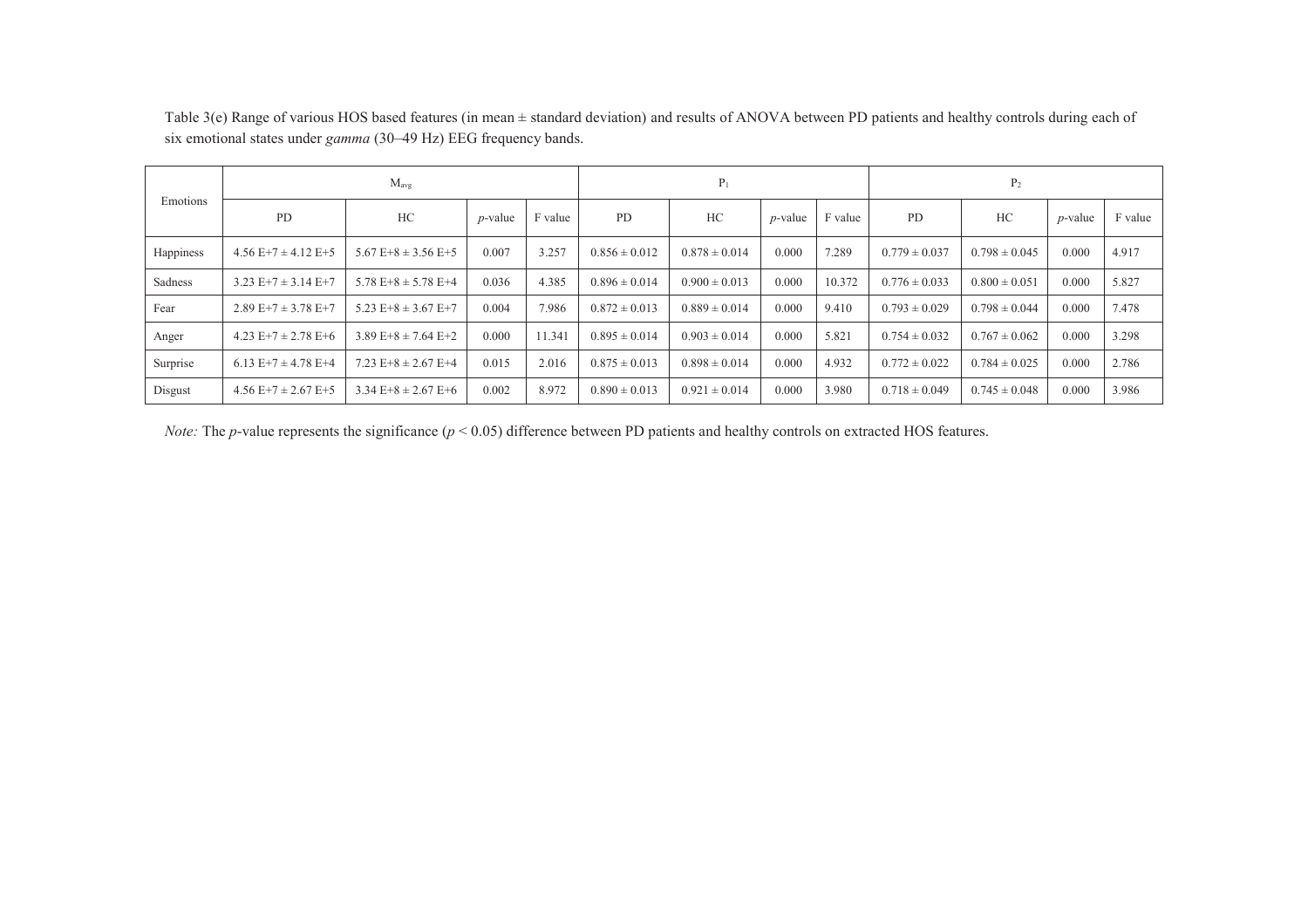Table 3(e) Range of various HOS based features (in mean ± standard deviation) and results of ANOVA between PD patients and healthy controls during each of six emotional states under *gamma* (30–49 Hz) EEG frequency bands.

| Emotions | $M_{avg}$ | | | | $P_1$ | | | | $P_2$ | | | |
|---|---|---|---|---|---|---|---|---|---|---|---|---|
| | PD | HC | *p*-value | F value | PD | HC | *p*-value | F value | PD | HC | *p*-value | F value |
| Happiness | 4.56 E+7 ± 4.12 E+5 | 5.67 E+8 ± 3.56 E+5 | 0.007 | 3.257 | 0.856 ± 0.012 | 0.878 ± 0.014 | 0.000 | 7.289 | 0.779 ± 0.037 | 0.798 ± 0.045 | 0.000 | 4.917 |
| Sadness | 3.23 E+7 ± 3.14 E+7 | 5.78 E+8 ± 5.78 E+4 | 0.036 | 4.385 | 0.896 ± 0.014 | 0.900 ± 0.013 | 0.000 | 10.372 | 0.776 ± 0.033 | 0.800 ± 0.051 | 0.000 | 5.827 |
| Fear | 2.89 E+7 ± 3.78 E+7 | 5.23 E+8 ± 3.67 E+7 | 0.004 | 7.986 | 0.872 ± 0.013 | 0.889 ± 0.014 | 0.000 | 9.410 | 0.793 ± 0.029 | 0.798 ± 0.044 | 0.000 | 7.478 |
| Anger | 4.23 E+7 ± 2.78 E+6 | 3.89 E+8 ± 7.64 E+2 | 0.000 | 11.341 | 0.895 ± 0.014 | 0.903 ± 0.014 | 0.000 | 5.821 | 0.754 ± 0.032 | 0.767 ± 0.062 | 0.000 | 3.298 |
| Surprise | 6.13 E+7 ± 4.78 E+4 | 7.23 E+8 ± 2.67 E+4 | 0.015 | 2.016 | 0.875 ± 0.013 | 0.898 ± 0.014 | 0.000 | 4.932 | 0.772 ± 0.022 | 0.784 ± 0.025 | 0.000 | 2.786 |
| Disgust | 4.56 E+7 ± 2.67 E+5 | 3.34 E+8 ± 2.67 E+6 | 0.002 | 8.972 | 0.890 ± 0.013 | 0.921 ± 0.014 | 0.000 | 3.980 | 0.718 ± 0.049 | 0.745 ± 0.048 | 0.000 | 3.986 |

*Note:* The *p*-value represents the significance ($p < 0.05$) difference between PD patients and healthy controls on extracted HOS features.